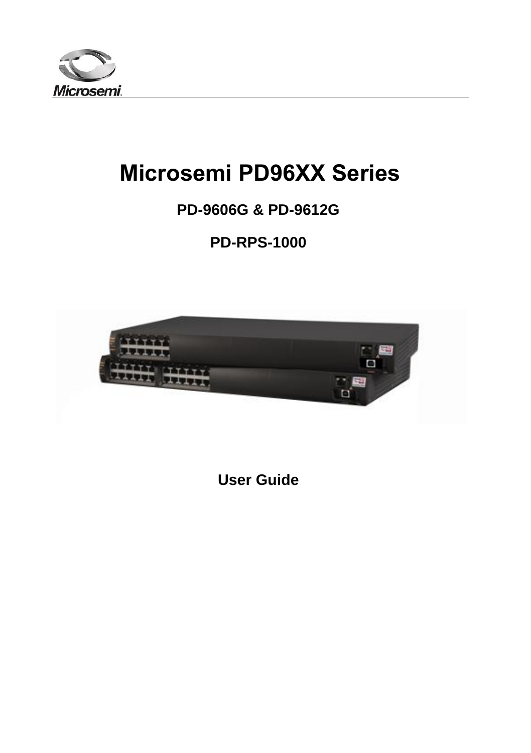# Microsemi PD96XX Series

**PD-9606G & PD-9612G**

**PD-RPS-1000**

**User Guide**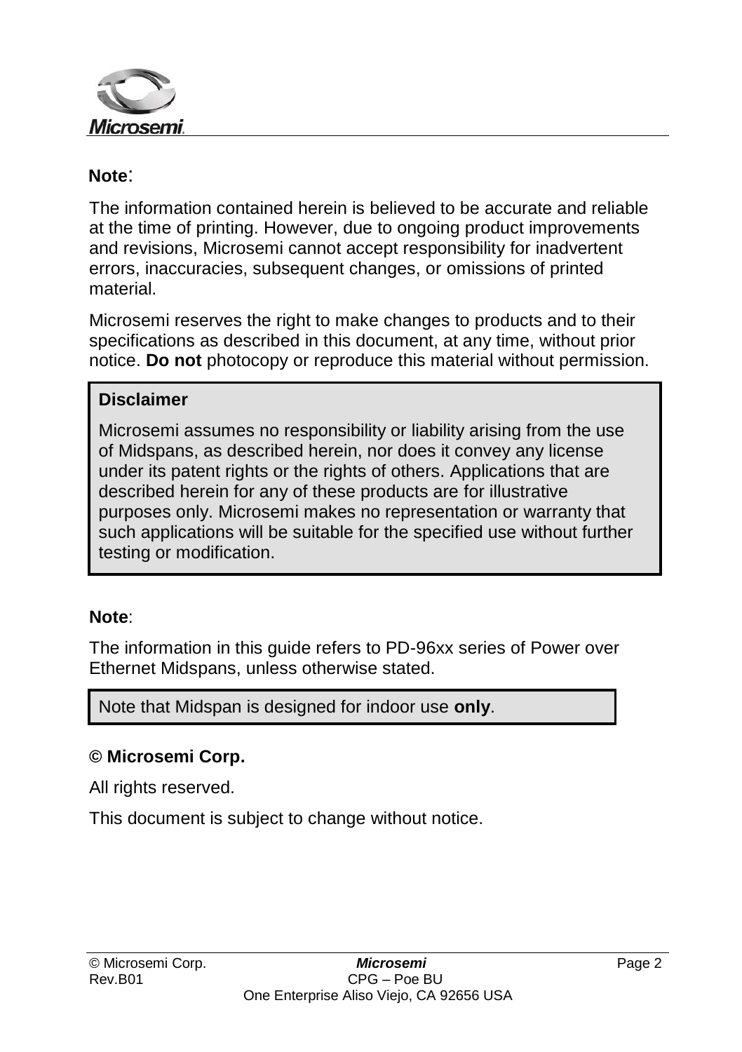**Note**:

The information contained herein is believed to be accurate and reliable at the time of printing. However, due to ongoing product improvements and revisions, Microsemi cannot accept responsibility for inadvertent errors, inaccuracies, subsequent changes, or omissions of printed material.

Microsemi reserves the right to make changes to products and to their specifications as described in this document, at any time, without prior notice. **Do not** photocopy or reproduce this material without permission.

**Disclaimer**

Microsemi assumes no responsibility or liability arising from the use of Midspans, as described herein, nor does it convey any license under its patent rights or the rights of others. Applications that are described herein for any of these products are for illustrative purposes only. Microsemi makes no representation or warranty that such applications will be suitable for the specified use without further testing or modification.

**Note**:

The information in this guide refers to PD-96xx series of Power over Ethernet Midspans, unless otherwise stated.

Note that Midspan is designed for indoor use **only**.

**© Microsemi Corp.**

All rights reserved.

This document is subject to change without notice.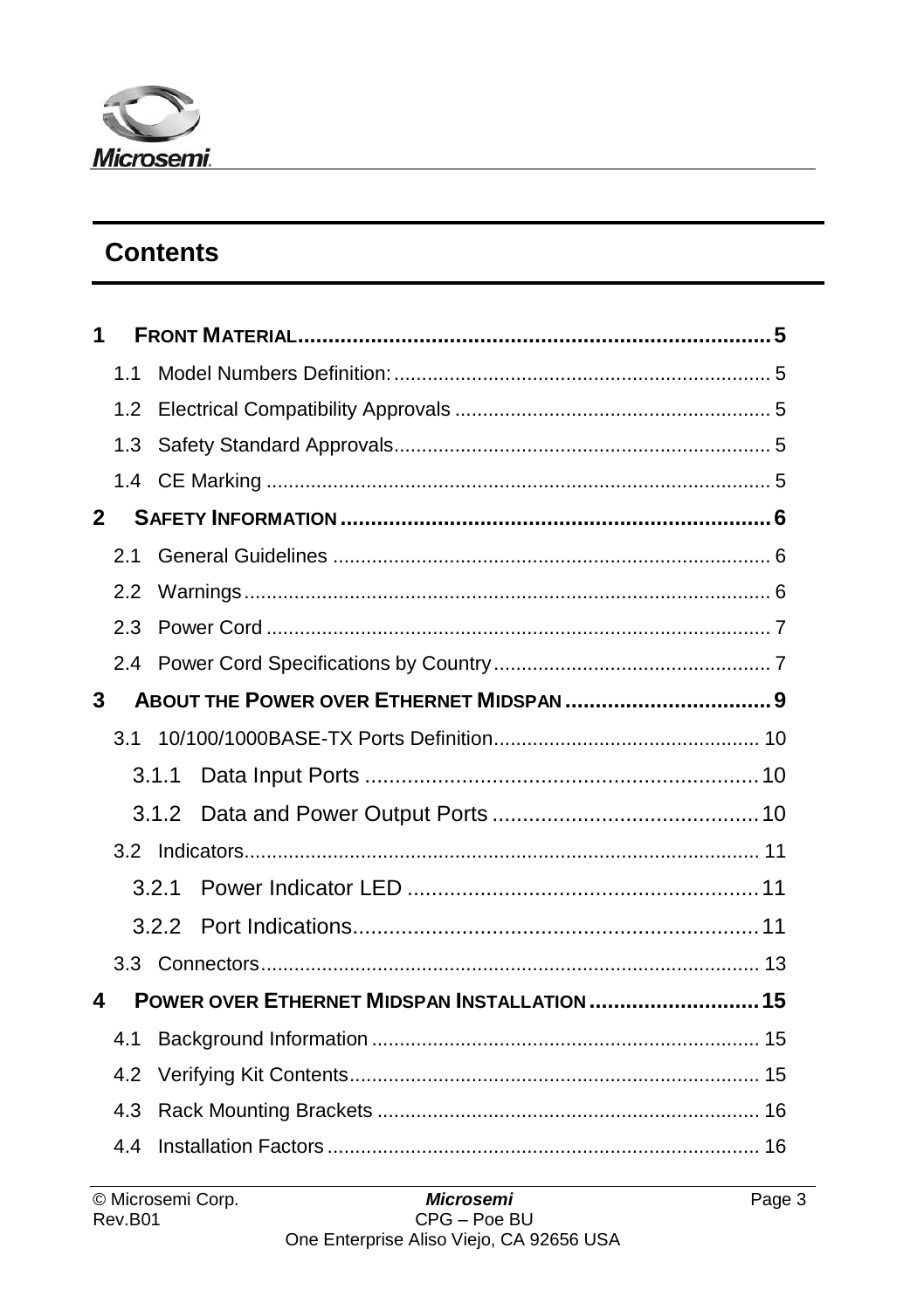## Contents

**1 FRONT MATERIAL ........ 5**

- 1.1 Model Numbers Definition: ........ 5
- 1.2 Electrical Compatibility Approvals ........ 5
- 1.3 Safety Standard Approvals ........ 5
- 1.4 CE Marking ........ 5

**2 SAFETY INFORMATION ........ 6**

- 2.1 General Guidelines ........ 6
- 2.2 Warnings ........ 6
- 2.3 Power Cord ........ 7
- 2.4 Power Cord Specifications by Country ........ 7

**3 ABOUT THE POWER OVER ETHERNET MIDSPAN ........ 9**

- 3.1 10/100/1000BASE-TX Ports Definition ........ 10
  - 3.1.1 Data Input Ports ........ 10
  - 3.1.2 Data and Power Output Ports ........ 10
- 3.2 Indicators ........ 11
  - 3.2.1 Power Indicator LED ........ 11
  - 3.2.2 Port Indications ........ 11
- 3.3 Connectors ........ 13

**4 POWER OVER ETHERNET MIDSPAN INSTALLATION ........ 15**

- 4.1 Background Information ........ 15
- 4.2 Verifying Kit Contents ........ 15
- 4.3 Rack Mounting Brackets ........ 16
- 4.4 Installation Factors ........ 16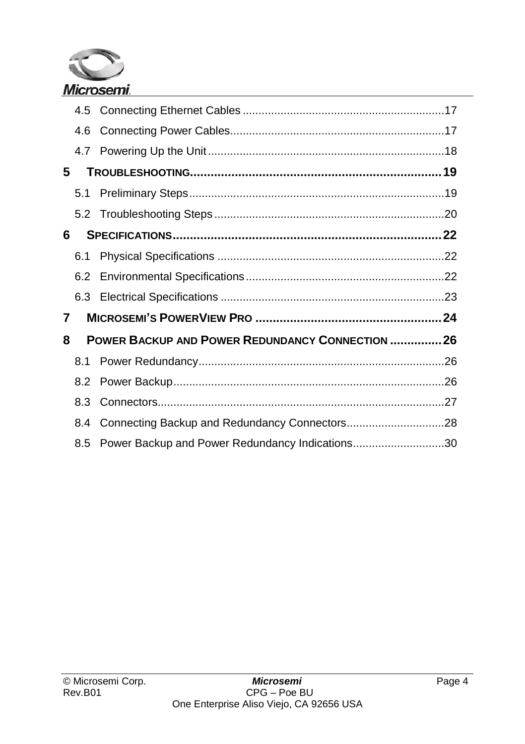4.5 Connecting Ethernet Cables ............................................................... 17

4.6 Connecting Power Cables................................................................... 17

4.7 Powering Up the Unit .......................................................................... 18

**5 TROUBLESHOOTING........................................................................ 19**

5.1 Preliminary Steps................................................................................ 19

5.2 Troubleshooting Steps ........................................................................ 20

**6 SPECIFICATIONS............................................................................. 22**

6.1 Physical Specifications ....................................................................... 22

6.2 Environmental Specifications.............................................................. 22

6.3 Electrical Specifications ...................................................................... 23

**7 MICROSEMI'S POWERVIEW PRO ..................................................... 24**

**8 POWER BACKUP AND POWER REDUNDANCY CONNECTION ............... 26**

8.1 Power Redundancy............................................................................. 26

8.2 Power Backup..................................................................................... 26

8.3 Connectors.......................................................................................... 27

8.4 Connecting Backup and Redundancy Connectors............................... 28

8.5 Power Backup and Power Redundancy Indications............................. 30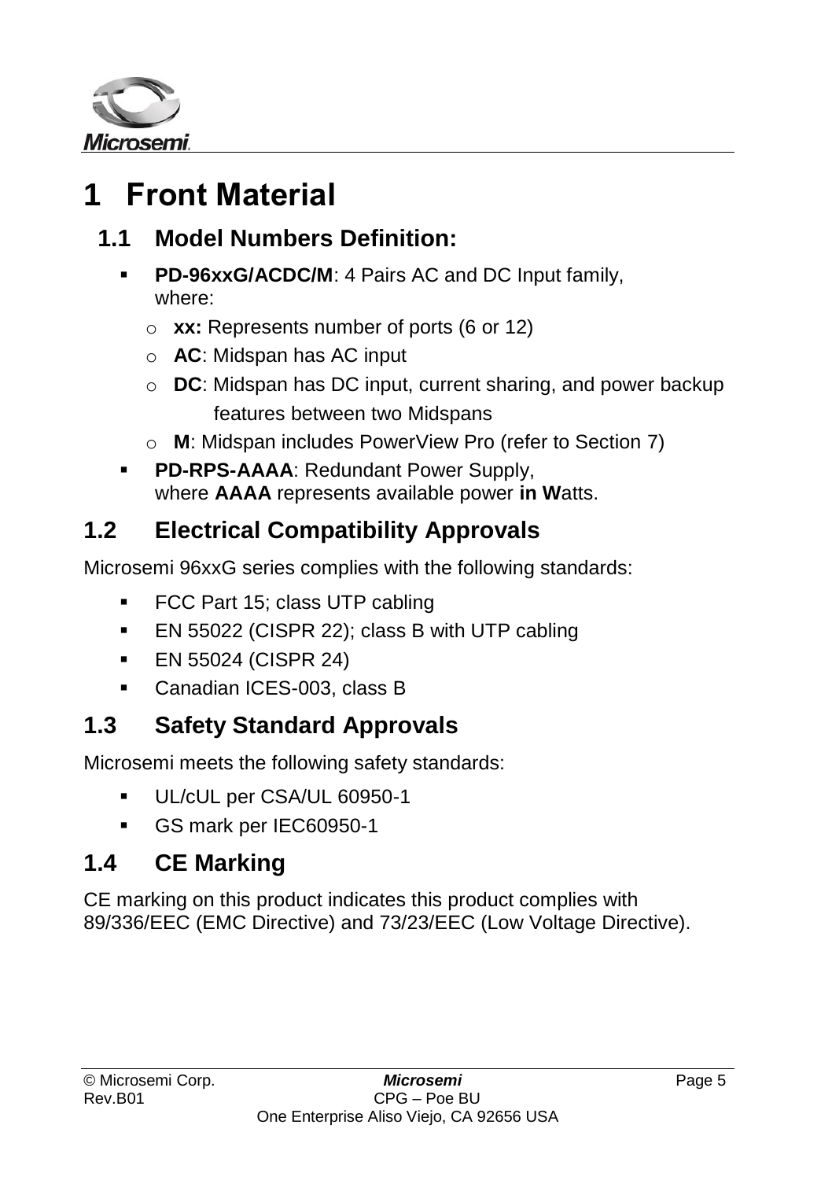# 1 Front Material

## 1.1 Model Numbers Definition:

- **PD-96xxG/ACDC/M**: 4 Pairs AC and DC Input family, where:
  - **xx:** Represents number of ports (6 or 12)
  - **AC**: Midspan has AC input
  - **DC**: Midspan has DC input, current sharing, and power backup features between two Midspans
  - **M**: Midspan includes PowerView Pro (refer to Section 7)
- **PD-RPS-AAAA**: Redundant Power Supply, where **AAAA** represents available power **in W**atts.

## 1.2 Electrical Compatibility Approvals

Microsemi 96xxG series complies with the following standards:

- FCC Part 15; class UTP cabling
- EN 55022 (CISPR 22); class B with UTP cabling
- EN 55024 (CISPR 24)
- Canadian ICES-003, class B

## 1.3 Safety Standard Approvals

Microsemi meets the following safety standards:

- UL/cUL per CSA/UL 60950-1
- GS mark per IEC60950-1

## 1.4 CE Marking

CE marking on this product indicates this product complies with 89/336/EEC (EMC Directive) and 73/23/EEC (Low Voltage Directive).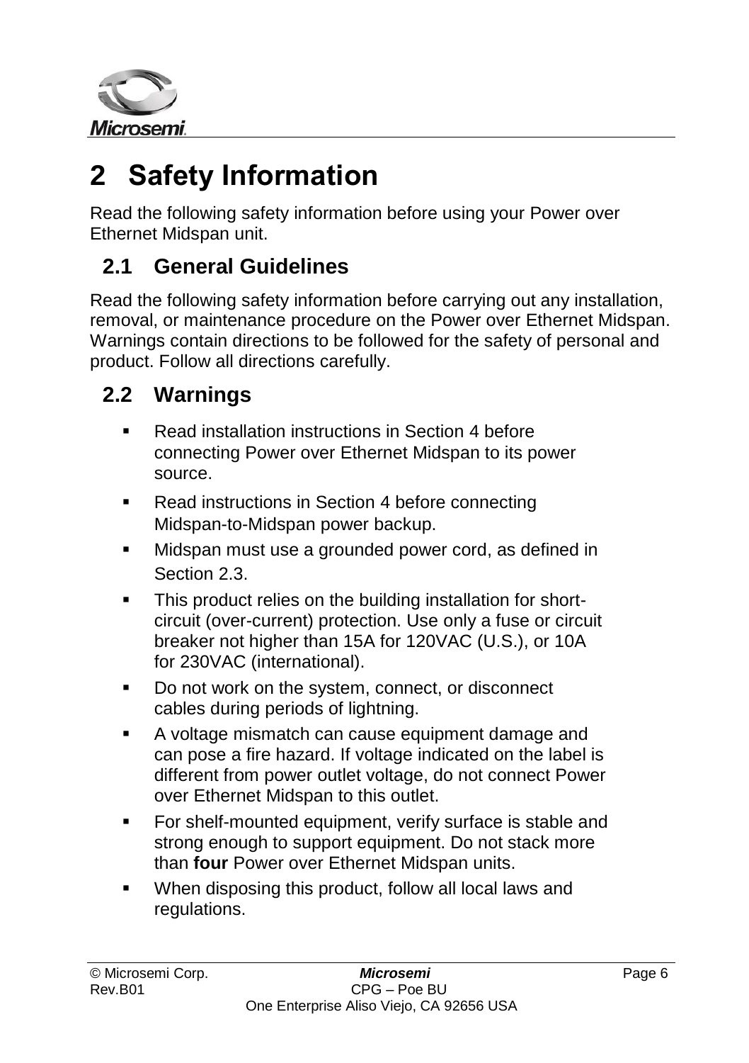# 2 Safety Information

Read the following safety information before using your Power over Ethernet Midspan unit.

## 2.1 General Guidelines

Read the following safety information before carrying out any installation, removal, or maintenance procedure on the Power over Ethernet Midspan. Warnings contain directions to be followed for the safety of personal and product. Follow all directions carefully.

## 2.2 Warnings

- Read installation instructions in Section 4 before connecting Power over Ethernet Midspan to its power source.
- Read instructions in Section 4 before connecting Midspan-to-Midspan power backup.
- Midspan must use a grounded power cord, as defined in Section 2.3.
- This product relies on the building installation for short-circuit (over-current) protection. Use only a fuse or circuit breaker not higher than 15A for 120VAC (U.S.), or 10A for 230VAC (international).
- Do not work on the system, connect, or disconnect cables during periods of lightning.
- A voltage mismatch can cause equipment damage and can pose a fire hazard. If voltage indicated on the label is different from power outlet voltage, do not connect Power over Ethernet Midspan to this outlet.
- For shelf-mounted equipment, verify surface is stable and strong enough to support equipment. Do not stack more than **four** Power over Ethernet Midspan units.
- When disposing this product, follow all local laws and regulations.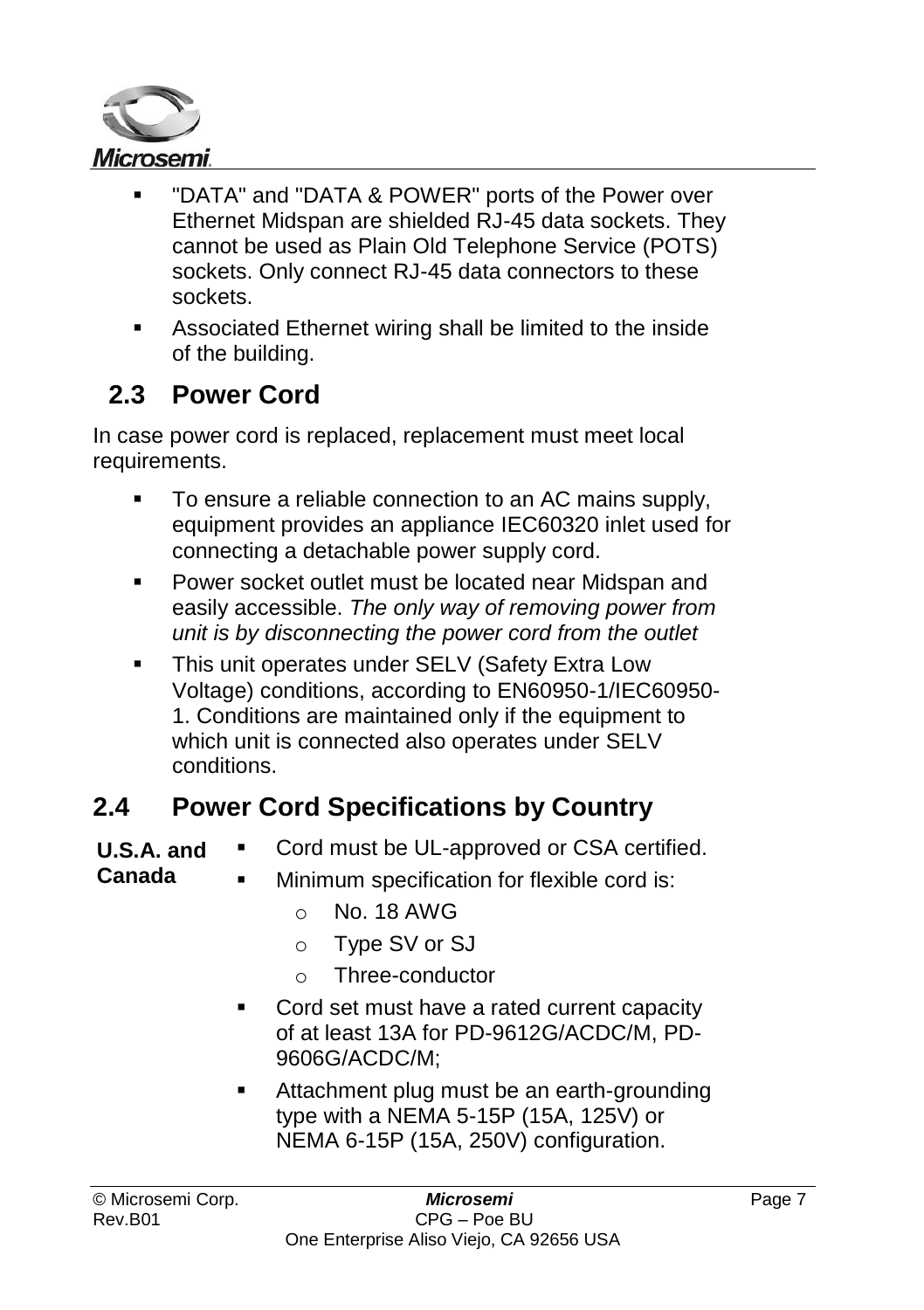- "DATA" and "DATA & POWER" ports of the Power over Ethernet Midspan are shielded RJ-45 data sockets. They cannot be used as Plain Old Telephone Service (POTS) sockets. Only connect RJ-45 data connectors to these sockets.
- Associated Ethernet wiring shall be limited to the inside of the building.

## 2.3 Power Cord

In case power cord is replaced, replacement must meet local requirements.

- To ensure a reliable connection to an AC mains supply, equipment provides an appliance IEC60320 inlet used for connecting a detachable power supply cord.
- Power socket outlet must be located near Midspan and easily accessible. *The only way of removing power from unit is by disconnecting the power cord from the outlet*
- This unit operates under SELV (Safety Extra Low Voltage) conditions, according to EN60950-1/IEC60950-1. Conditions are maintained only if the equipment to which unit is connected also operates under SELV conditions.

## 2.4 Power Cord Specifications by Country

**U.S.A. and Canada**

- Cord must be UL-approved or CSA certified.
- Minimum specification for flexible cord is:
  - No. 18 AWG
  - Type SV or SJ
  - Three-conductor
- Cord set must have a rated current capacity of at least 13A for PD-9612G/ACDC/M, PD-9606G/ACDC/M;
- Attachment plug must be an earth-grounding type with a NEMA 5-15P (15A, 125V) or NEMA 6-15P (15A, 250V) configuration.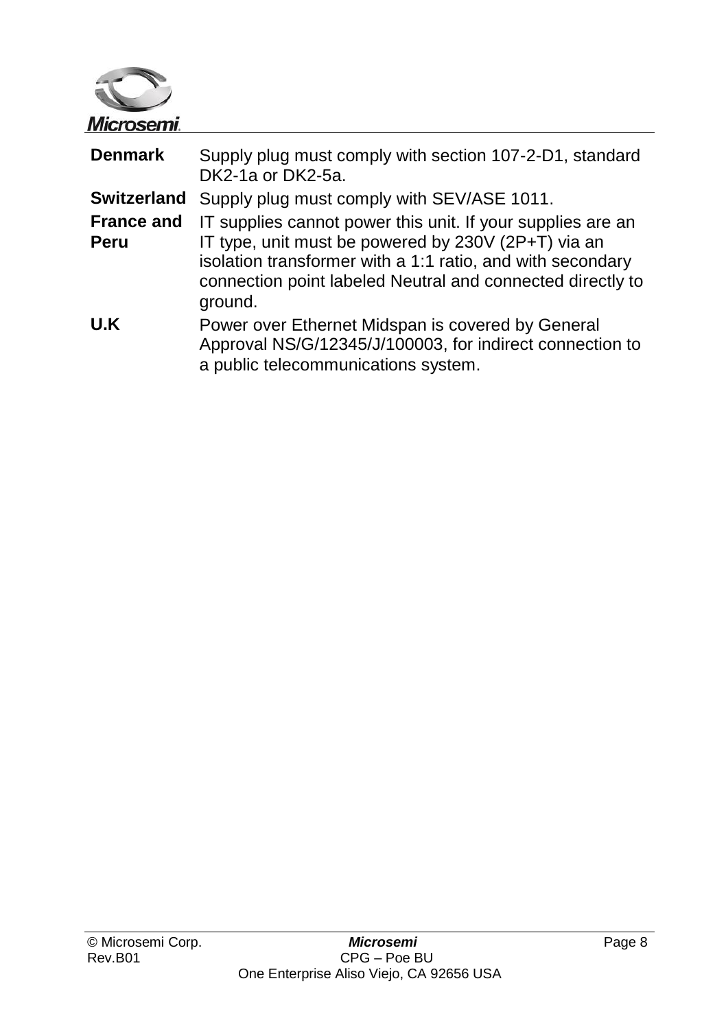| | |
|---|---|
| **Denmark** | Supply plug must comply with section 107-2-D1, standard DK2-1a or DK2-5a. |
| **Switzerland** | Supply plug must comply with SEV/ASE 1011. |
| **France and Peru** | IT supplies cannot power this unit. If your supplies are an IT type, unit must be powered by 230V (2P+T) via an isolation transformer with a 1:1 ratio, and with secondary connection point labeled Neutral and connected directly to ground. |
| **U.K** | Power over Ethernet Midspan is covered by General Approval NS/G/12345/J/100003, for indirect connection to a public telecommunications system. |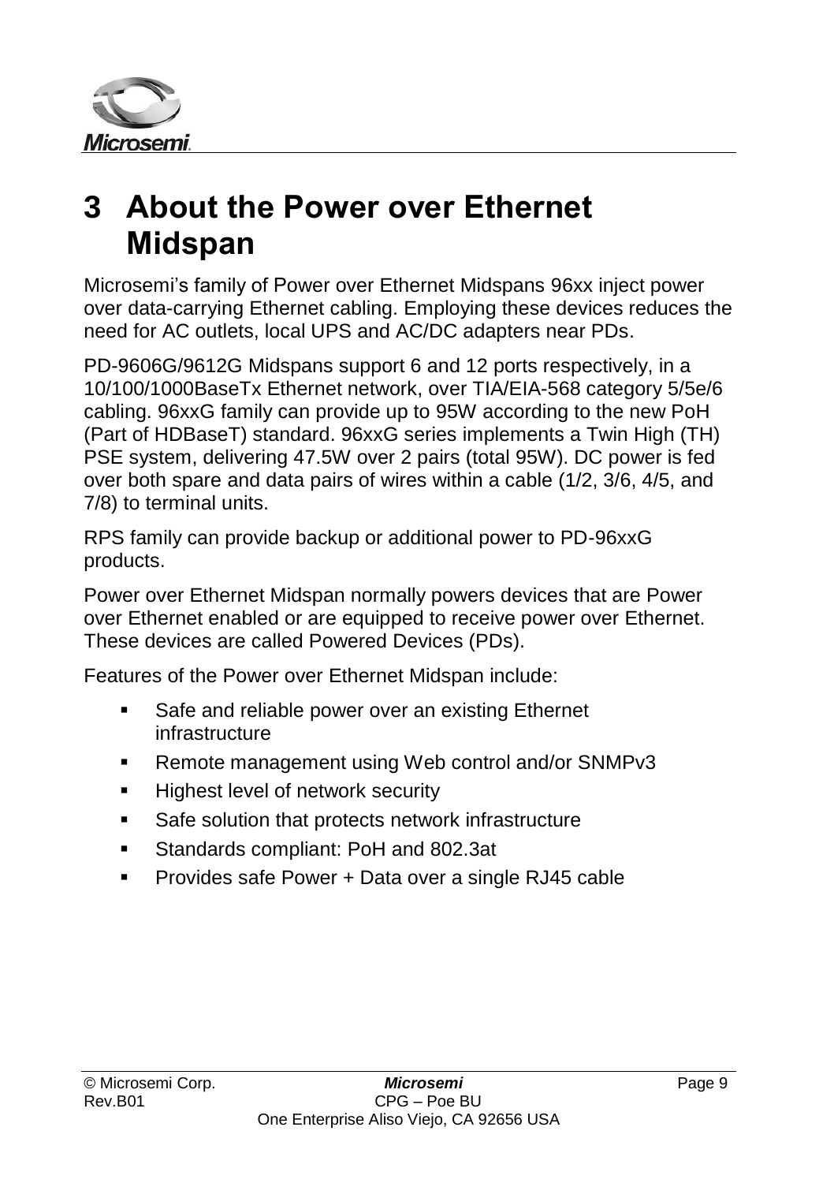# 3 About the Power over Ethernet Midspan

Microsemi's family of Power over Ethernet Midspans 96xx inject power over data-carrying Ethernet cabling. Employing these devices reduces the need for AC outlets, local UPS and AC/DC adapters near PDs.

PD-9606G/9612G Midspans support 6 and 12 ports respectively, in a 10/100/1000BaseTx Ethernet network, over TIA/EIA-568 category 5/5e/6 cabling. 96xxG family can provide up to 95W according to the new PoH (Part of HDBaseT) standard. 96xxG series implements a Twin High (TH) PSE system, delivering 47.5W over 2 pairs (total 95W). DC power is fed over both spare and data pairs of wires within a cable (1/2, 3/6, 4/5, and 7/8) to terminal units.

RPS family can provide backup or additional power to PD-96xxG products.

Power over Ethernet Midspan normally powers devices that are Power over Ethernet enabled or are equipped to receive power over Ethernet. These devices are called Powered Devices (PDs).

Features of the Power over Ethernet Midspan include:

- Safe and reliable power over an existing Ethernet infrastructure
- Remote management using Web control and/or SNMPv3
- Highest level of network security
- Safe solution that protects network infrastructure
- Standards compliant: PoH and 802.3at
- Provides safe Power + Data over a single RJ45 cable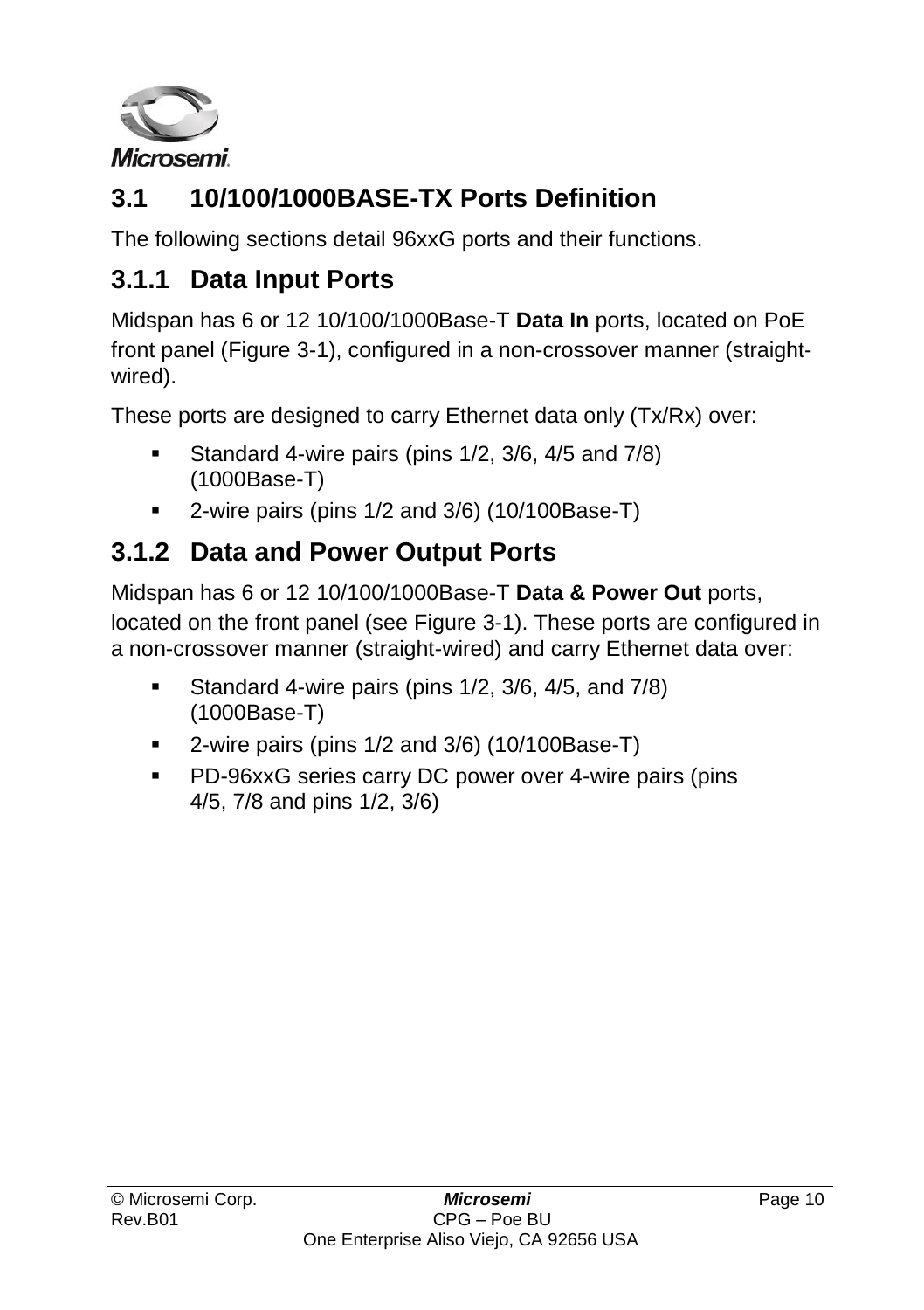## 3.1 10/100/1000BASE-TX Ports Definition

The following sections detail 96xxG ports and their functions.

### 3.1.1 Data Input Ports

Midspan has 6 or 12 10/100/1000Base-T **Data In** ports, located on PoE front panel (Figure 3-1), configured in a non-crossover manner (straight-wired).

These ports are designed to carry Ethernet data only (Tx/Rx) over:

- Standard 4-wire pairs (pins 1/2, 3/6, 4/5 and 7/8) (1000Base-T)
- 2-wire pairs (pins 1/2 and 3/6) (10/100Base-T)

### 3.1.2 Data and Power Output Ports

Midspan has 6 or 12 10/100/1000Base-T **Data & Power Out** ports, located on the front panel (see Figure 3-1). These ports are configured in a non-crossover manner (straight-wired) and carry Ethernet data over:

- Standard 4-wire pairs (pins 1/2, 3/6, 4/5, and 7/8) (1000Base-T)
- 2-wire pairs (pins 1/2 and 3/6) (10/100Base-T)
- PD-96xxG series carry DC power over 4-wire pairs (pins 4/5, 7/8 and pins 1/2, 3/6)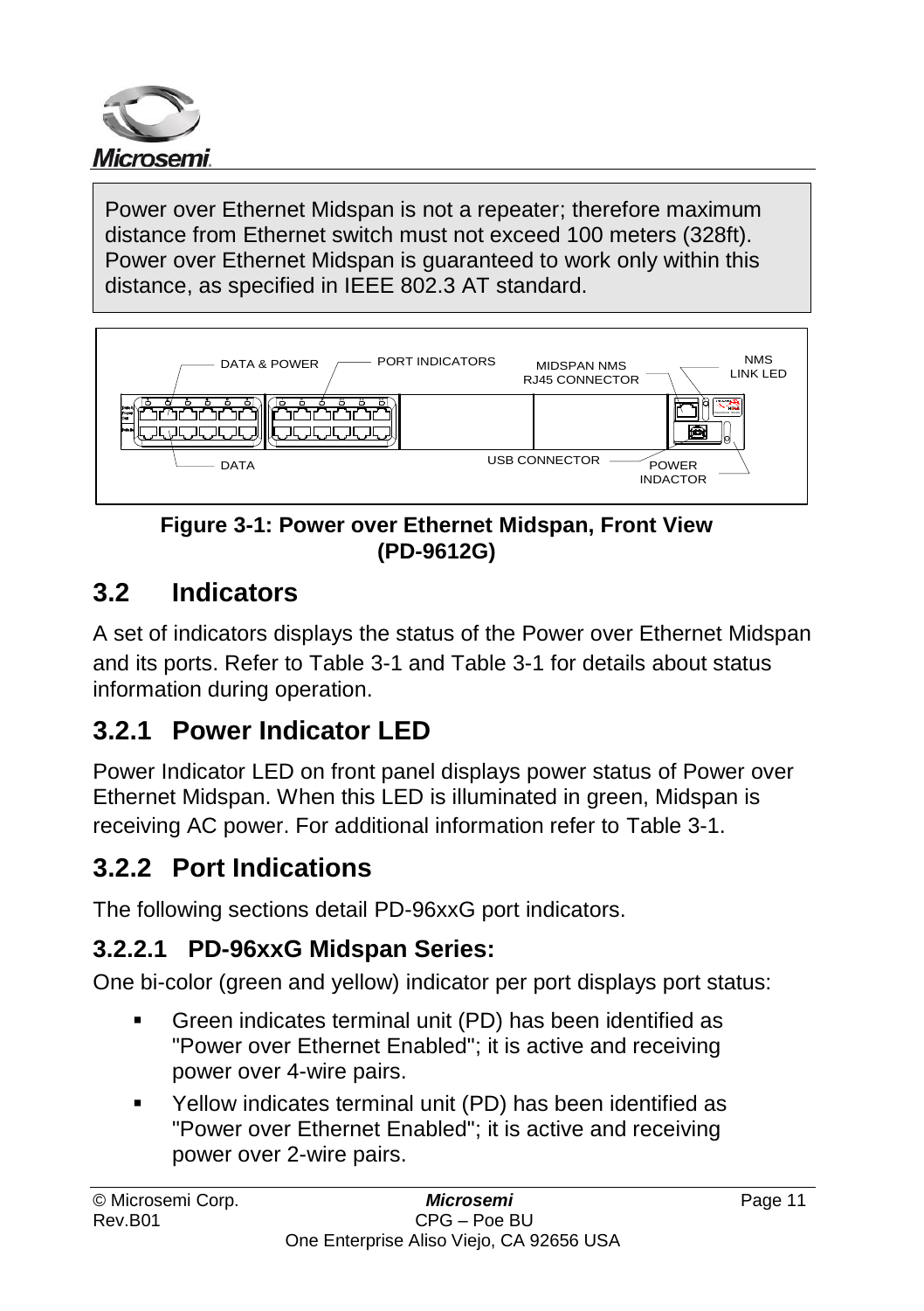Power over Ethernet Midspan is not a repeater; therefore maximum distance from Ethernet switch must not exceed 100 meters (328ft). Power over Ethernet Midspan is guaranteed to work only within this distance, as specified in IEEE 802.3 AT standard.

DATA & POWER PORT INDICATORS MIDSPAN NMS RJ45 CONNECTOR NMS LINK LED

DATA USB CONNECTOR POWER INDACTOR

**Figure 3-1: Power over Ethernet Midspan, Front View (PD-9612G)**

## 3.2 Indicators

A set of indicators displays the status of the Power over Ethernet Midspan and its ports. Refer to Table 3-1 and Table 3-1 for details about status information during operation.

## 3.2.1 Power Indicator LED

Power Indicator LED on front panel displays power status of Power over Ethernet Midspan. When this LED is illuminated in green, Midspan is receiving AC power. For additional information refer to Table 3-1.

## 3.2.2 Port Indications

The following sections detail PD-96xxG port indicators.

### 3.2.2.1 PD-96xxG Midspan Series:

One bi-color (green and yellow) indicator per port displays port status:

- Green indicates terminal unit (PD) has been identified as "Power over Ethernet Enabled"; it is active and receiving power over 4-wire pairs.
- Yellow indicates terminal unit (PD) has been identified as "Power over Ethernet Enabled"; it is active and receiving power over 2-wire pairs.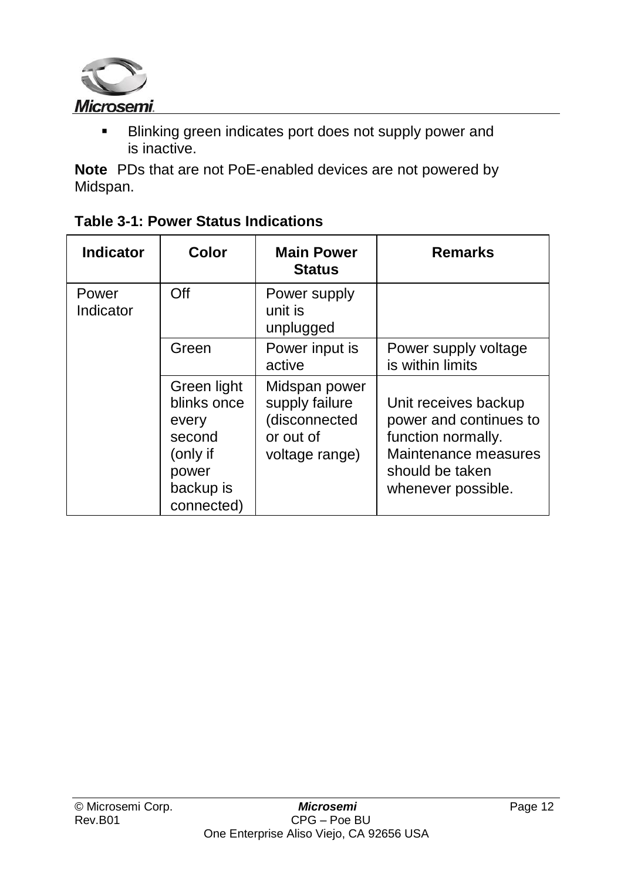- Blinking green indicates port does not supply power and is inactive.

**Note** PDs that are not PoE-enabled devices are not powered by Midspan.

**Table 3-1: Power Status Indications**

| Indicator | Color | Main Power Status | Remarks |
|---|---|---|---|
| Power Indicator | Off | Power supply unit is unplugged | |
| | Green | Power input is active | Power supply voltage is within limits |
| | Green light blinks once every second (only if power backup is connected) | Midspan power supply failure (disconnected or out of voltage range) | Unit receives backup power and continues to function normally. Maintenance measures should be taken whenever possible. |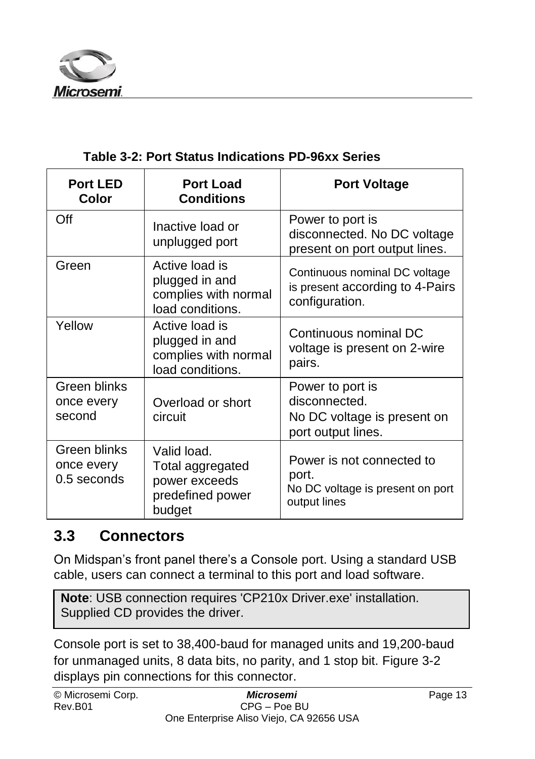**Table 3-2: Port Status Indications PD-96xx Series**

| Port LED Color | Port Load Conditions | Port Voltage |
|---|---|---|
| Off | Inactive load or unplugged port | Power to port is disconnected. No DC voltage present on port output lines. |
| Green | Active load is plugged in and complies with normal load conditions. | Continuous nominal DC voltage is present according to 4-Pairs configuration. |
| Yellow | Active load is plugged in and complies with normal load conditions. | Continuous nominal DC voltage is present on 2-wire pairs. |
| Green blinks once every second | Overload or short circuit | Power to port is disconnected. No DC voltage is present on port output lines. |
| Green blinks once every 0.5 seconds | Valid load. Total aggregated power exceeds predefined power budget | Power is not connected to port. No DC voltage is present on port output lines |

## 3.3 Connectors

On Midspan's front panel there's a Console port. Using a standard USB cable, users can connect a terminal to this port and load software.

> **Note**: USB connection requires 'CP210x Driver.exe' installation. Supplied CD provides the driver.

Console port is set to 38,400-baud for managed units and 19,200-baud for unmanaged units, 8 data bits, no parity, and 1 stop bit. Figure 3-2 displays pin connections for this connector.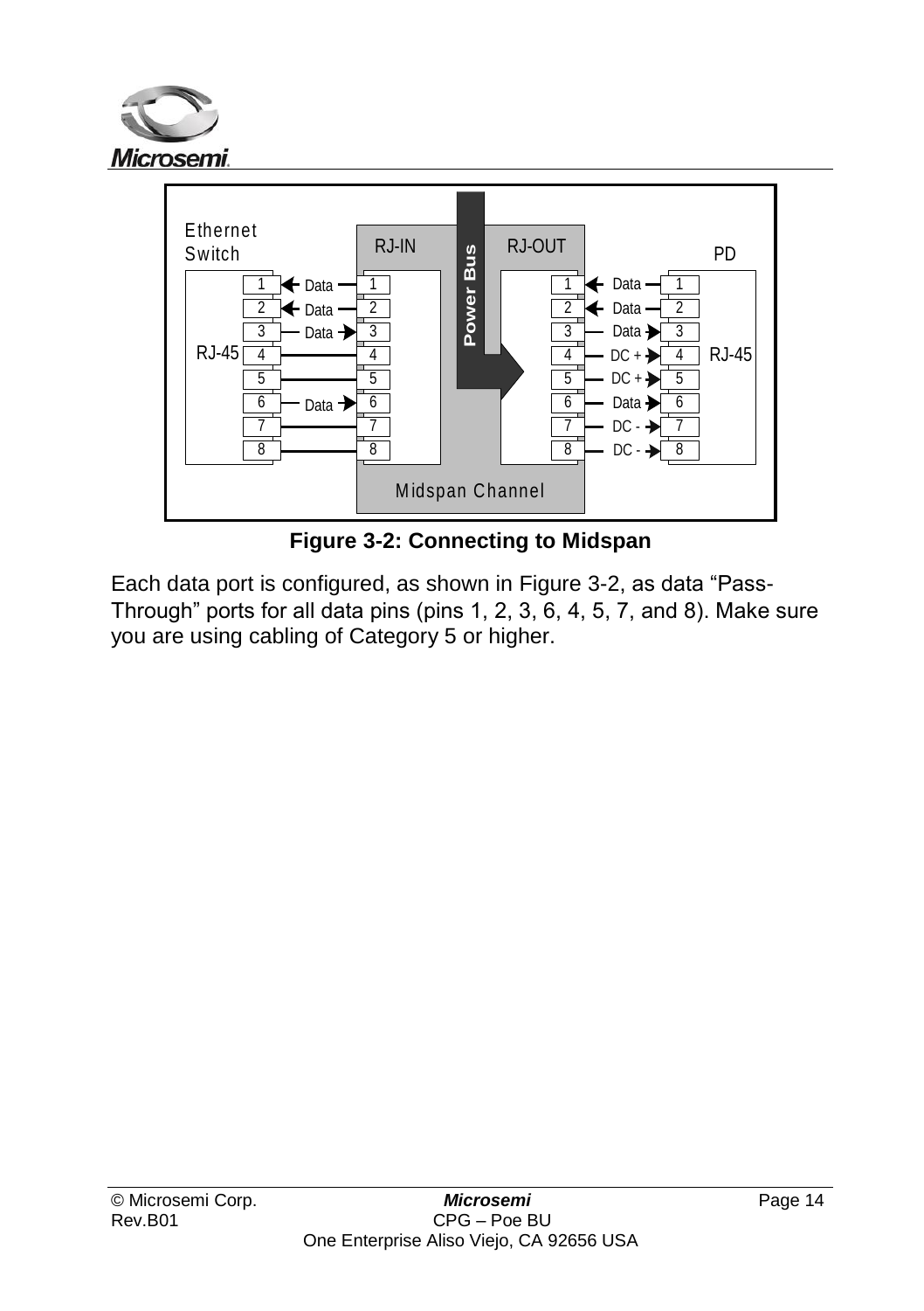**Figure 3-2: Connecting to Midspan**

Each data port is configured, as shown in Figure 3-2, as data “Pass-Through” ports for all data pins (pins 1, 2, 3, 6, 4, 5, 7, and 8). Make sure you are using cabling of Category 5 or higher.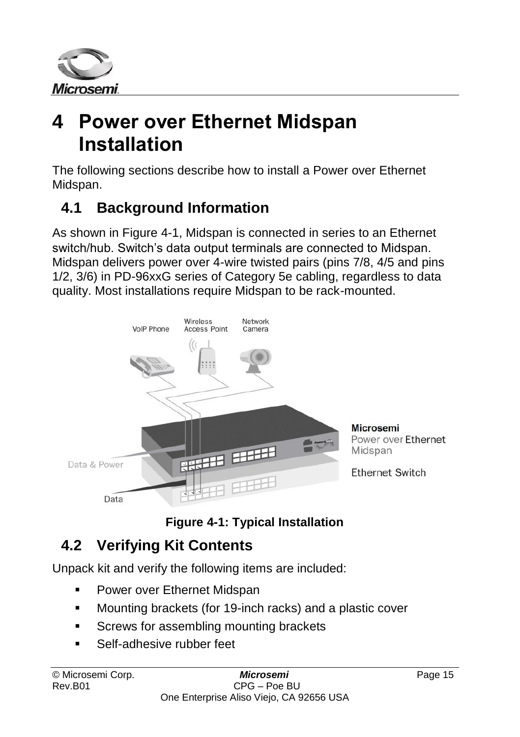# 4 Power over Ethernet Midspan Installation

The following sections describe how to install a Power over Ethernet Midspan.

## 4.1 Background Information

As shown in Figure 4-1, Midspan is connected in series to an Ethernet switch/hub. Switch's data output terminals are connected to Midspan. Midspan delivers power over 4-wire twisted pairs (pins 7/8, 4/5 and pins 1/2, 3/6) in PD-96xxG series of Category 5e cabling, regardless to data quality. Most installations require Midspan to be rack-mounted.

**Figure 4-1: Typical Installation**

## 4.2 Verifying Kit Contents

Unpack kit and verify the following items are included:

- Power over Ethernet Midspan
- Mounting brackets (for 19-inch racks) and a plastic cover
- Screws for assembling mounting brackets
- Self-adhesive rubber feet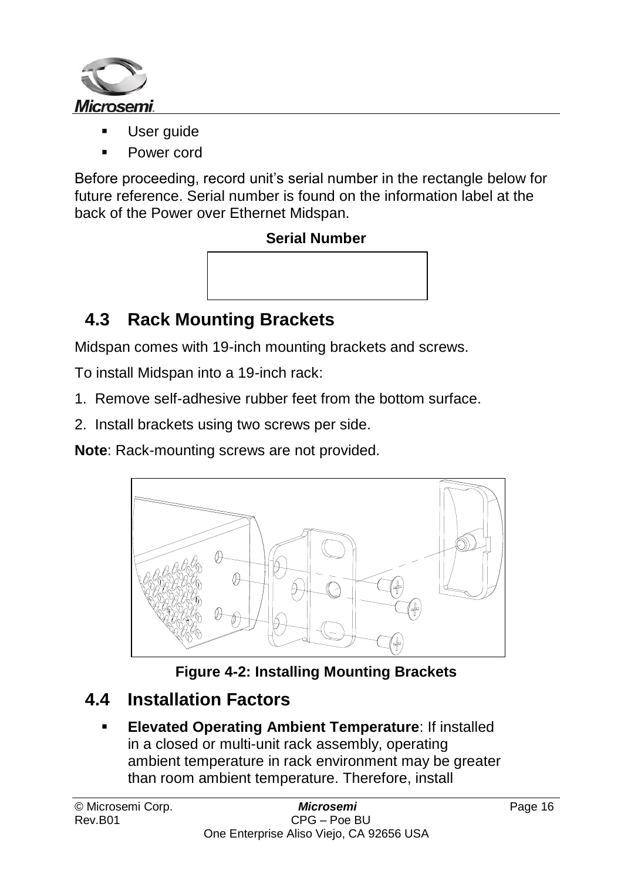- User guide
- Power cord

Before proceeding, record unit's serial number in the rectangle below for future reference. Serial number is found on the information label at the back of the Power over Ethernet Midspan.

**Serial Number**

| |
|---|
| |

## 4.3 Rack Mounting Brackets

Midspan comes with 19-inch mounting brackets and screws.

To install Midspan into a 19-inch rack:

1. Remove self-adhesive rubber feet from the bottom surface.
2. Install brackets using two screws per side.

**Note**: Rack-mounting screws are not provided.

**Figure 4-2: Installing Mounting Brackets**

## 4.4 Installation Factors

- **Elevated Operating Ambient Temperature**: If installed in a closed or multi-unit rack assembly, operating ambient temperature in rack environment may be greater than room ambient temperature. Therefore, install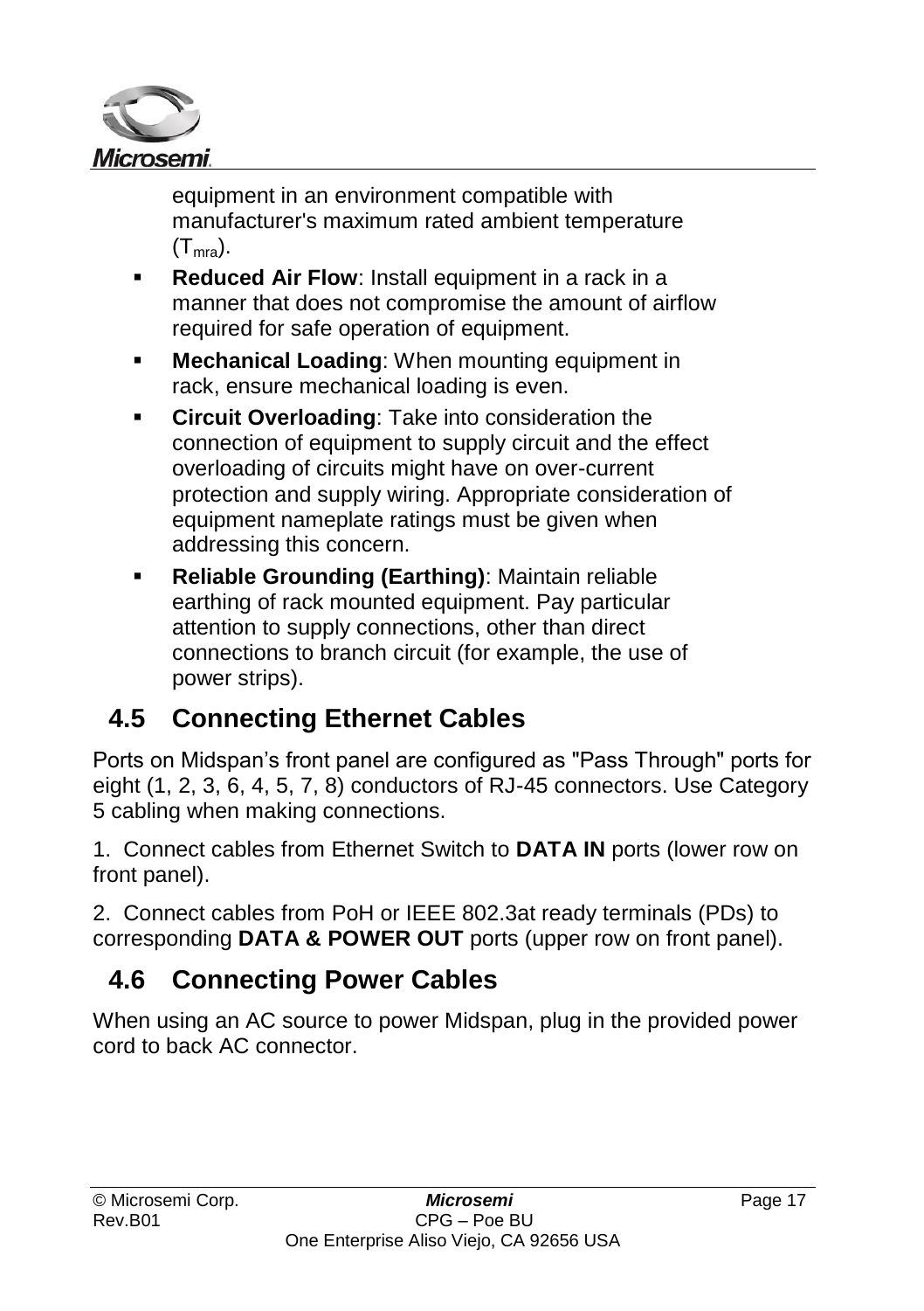equipment in an environment compatible with manufacturer's maximum rated ambient temperature ($T_{mra}$).

- **Reduced Air Flow**: Install equipment in a rack in a manner that does not compromise the amount of airflow required for safe operation of equipment.
- **Mechanical Loading**: When mounting equipment in rack, ensure mechanical loading is even.
- **Circuit Overloading**: Take into consideration the connection of equipment to supply circuit and the effect overloading of circuits might have on over-current protection and supply wiring. Appropriate consideration of equipment nameplate ratings must be given when addressing this concern.
- **Reliable Grounding (Earthing)**: Maintain reliable earthing of rack mounted equipment. Pay particular attention to supply connections, other than direct connections to branch circuit (for example, the use of power strips).

## 4.5 Connecting Ethernet Cables

Ports on Midspan's front panel are configured as "Pass Through" ports for eight (1, 2, 3, 6, 4, 5, 7, 8) conductors of RJ-45 connectors. Use Category 5 cabling when making connections.

1. Connect cables from Ethernet Switch to **DATA IN** ports (lower row on front panel).

2. Connect cables from PoH or IEEE 802.3at ready terminals (PDs) to corresponding **DATA & POWER OUT** ports (upper row on front panel).

## 4.6 Connecting Power Cables

When using an AC source to power Midspan, plug in the provided power cord to back AC connector.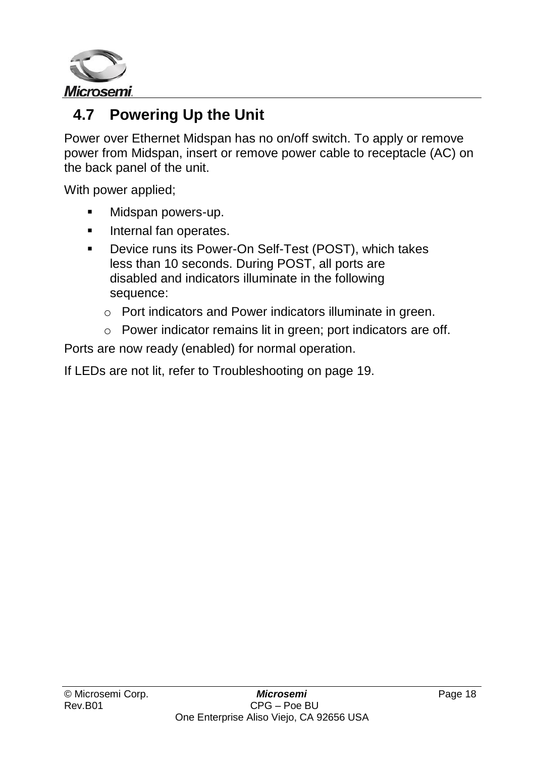## 4.7 Powering Up the Unit

Power over Ethernet Midspan has no on/off switch. To apply or remove power from Midspan, insert or remove power cable to receptacle (AC) on the back panel of the unit.

With power applied;

- Midspan powers-up.
- Internal fan operates.
- Device runs its Power-On Self-Test (POST), which takes less than 10 seconds. During POST, all ports are disabled and indicators illuminate in the following sequence:
  - Port indicators and Power indicators illuminate in green.
  - Power indicator remains lit in green; port indicators are off.

Ports are now ready (enabled) for normal operation.

If LEDs are not lit, refer to Troubleshooting on page 19.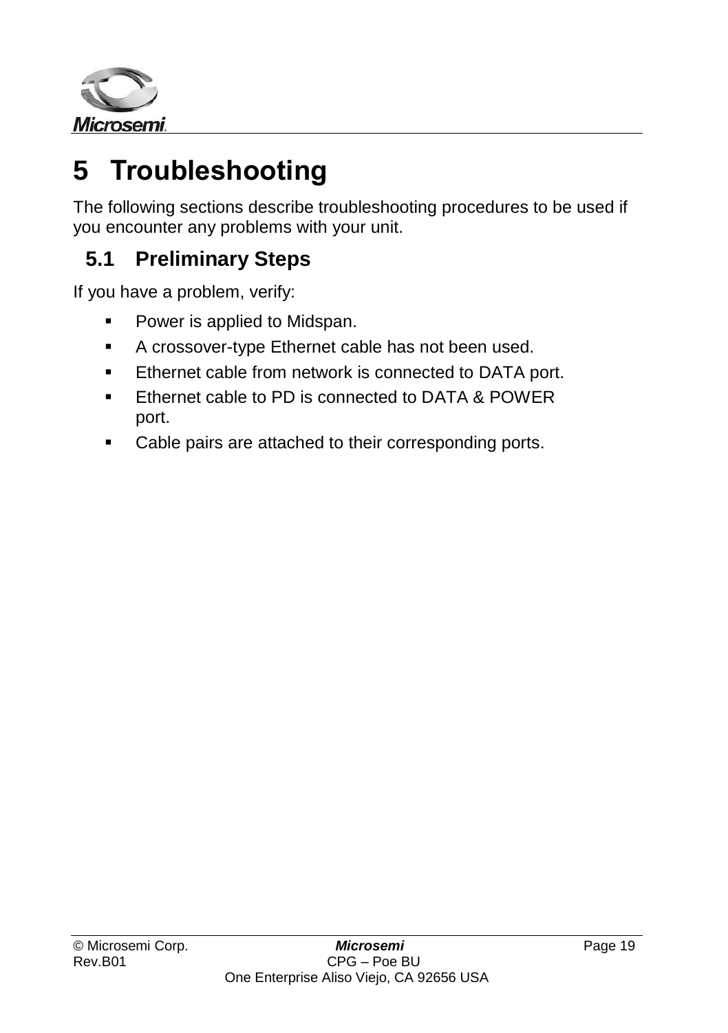# 5 Troubleshooting

The following sections describe troubleshooting procedures to be used if you encounter any problems with your unit.

## 5.1 Preliminary Steps

If you have a problem, verify:

- Power is applied to Midspan.
- A crossover-type Ethernet cable has not been used.
- Ethernet cable from network is connected to DATA port.
- Ethernet cable to PD is connected to DATA & POWER port.
- Cable pairs are attached to their corresponding ports.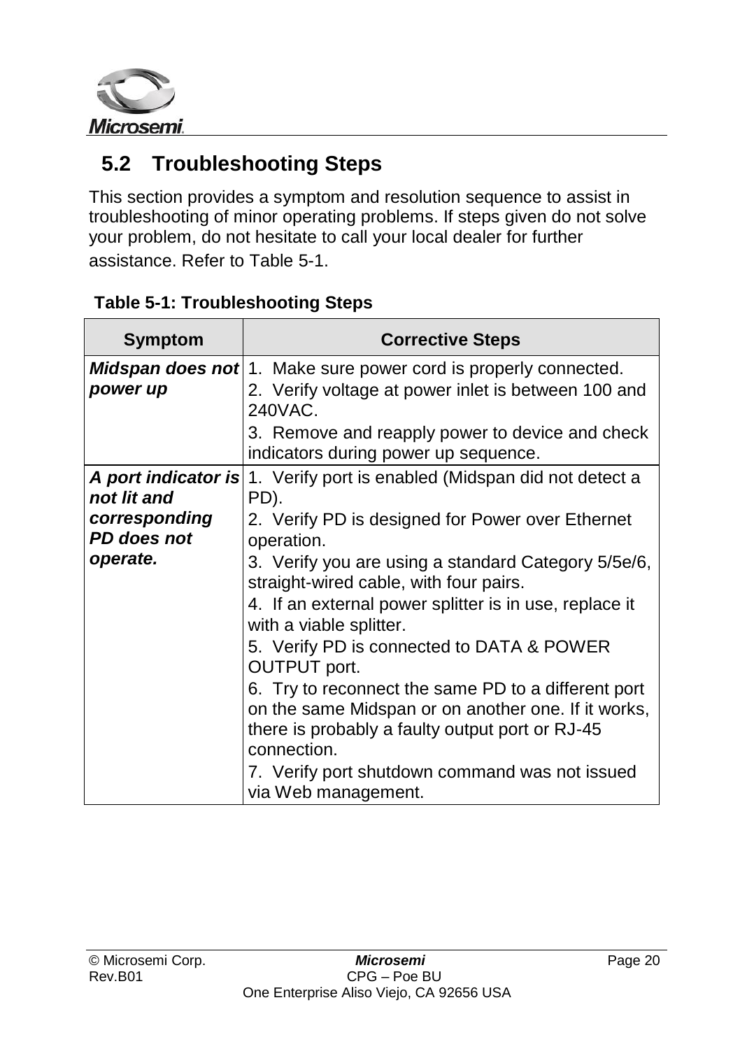## 5.2 Troubleshooting Steps

This section provides a symptom and resolution sequence to assist in troubleshooting of minor operating problems. If steps given do not solve your problem, do not hesitate to call your local dealer for further assistance. Refer to Table 5-1.

**Table 5-1: Troubleshooting Steps**

| Symptom | Corrective Steps |
|---|---|
| ***Midspan does not power up*** | 1. Make sure power cord is properly connected.<br>2. Verify voltage at power inlet is between 100 and 240VAC.<br>3. Remove and reapply power to device and check indicators during power up sequence. |
| ***A port indicator is not lit and corresponding PD does not operate.*** | 1. Verify port is enabled (Midspan did not detect a PD).<br>2. Verify PD is designed for Power over Ethernet operation.<br>3. Verify you are using a standard Category 5/5e/6, straight-wired cable, with four pairs.<br>4. If an external power splitter is in use, replace it with a viable splitter.<br>5. Verify PD is connected to DATA & POWER OUTPUT port.<br>6. Try to reconnect the same PD to a different port on the same Midspan or on another one. If it works, there is probably a faulty output port or RJ-45 connection.<br>7. Verify port shutdown command was not issued via Web management. |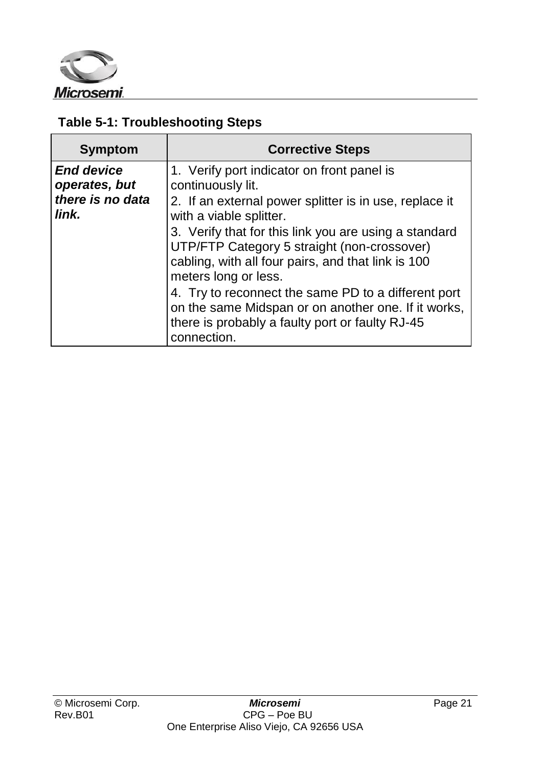**Table 5-1: Troubleshooting Steps**

| Symptom | Corrective Steps |
|---|---|
| ***End device operates, but there is no data link.*** | 1. Verify port indicator on front panel is continuously lit.<br>2. If an external power splitter is in use, replace it with a viable splitter.<br>3. Verify that for this link you are using a standard UTP/FTP Category 5 straight (non-crossover) cabling, with all four pairs, and that link is 100 meters long or less.<br>4. Try to reconnect the same PD to a different port on the same Midspan or on another one. If it works, there is probably a faulty port or faulty RJ-45 connection. |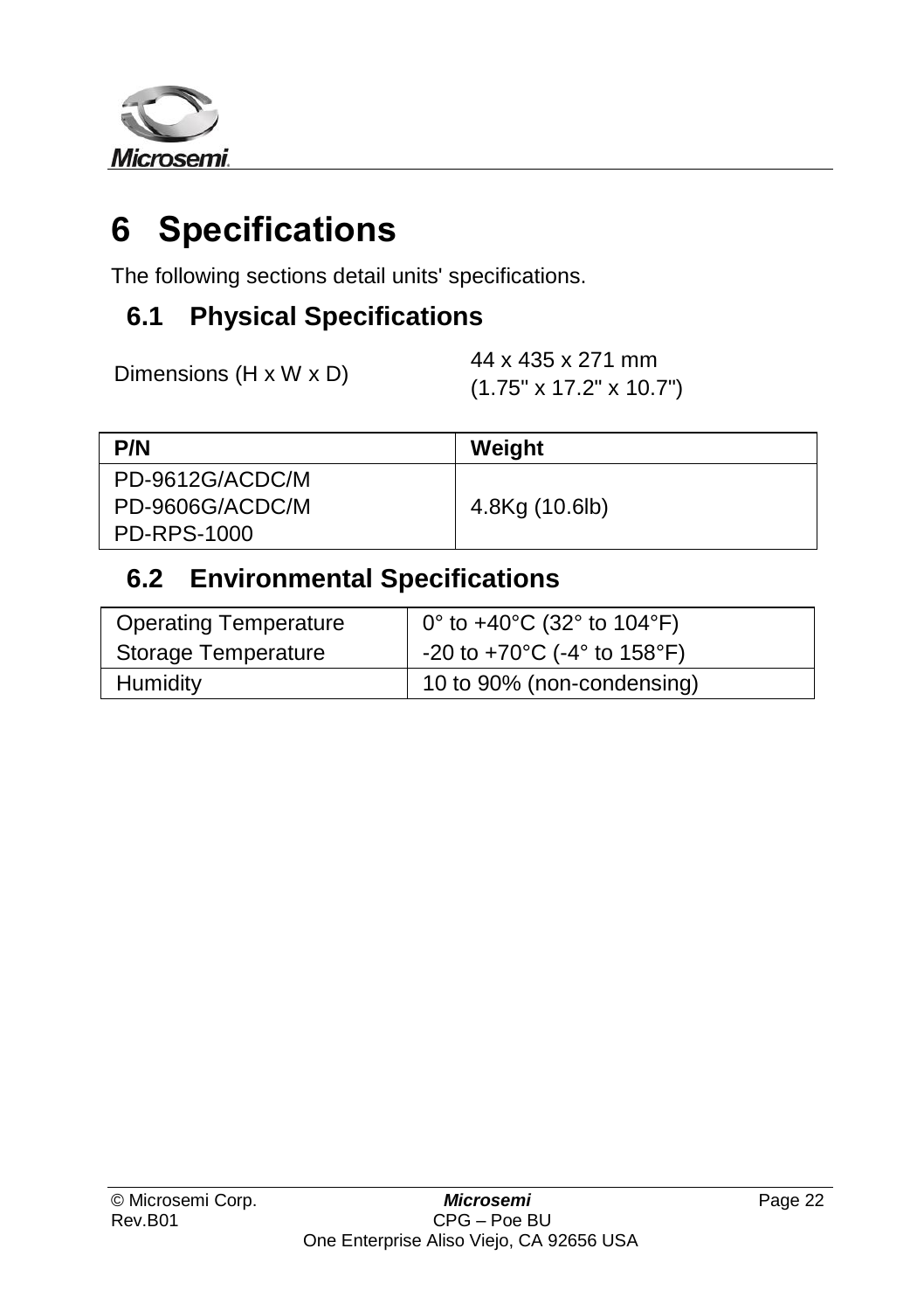# 6 Specifications

The following sections detail units' specifications.

## 6.1 Physical Specifications

| Dimensions (H x W x D) | 44 x 435 x 271 mm<br>(1.75" x 17.2" x 10.7") |
|---|---|

| P/N | Weight |
|---|---|
| PD-9612G/ACDC/M<br>PD-9606G/ACDC/M<br>PD-RPS-1000 | 4.8Kg (10.6lb) |

## 6.2 Environmental Specifications

| Operating Temperature<br>Storage Temperature | 0° to +40°C (32° to 104°F)<br>-20 to +70°C (-4° to 158°F) |
|---|---|
| Humidity | 10 to 90% (non-condensing) |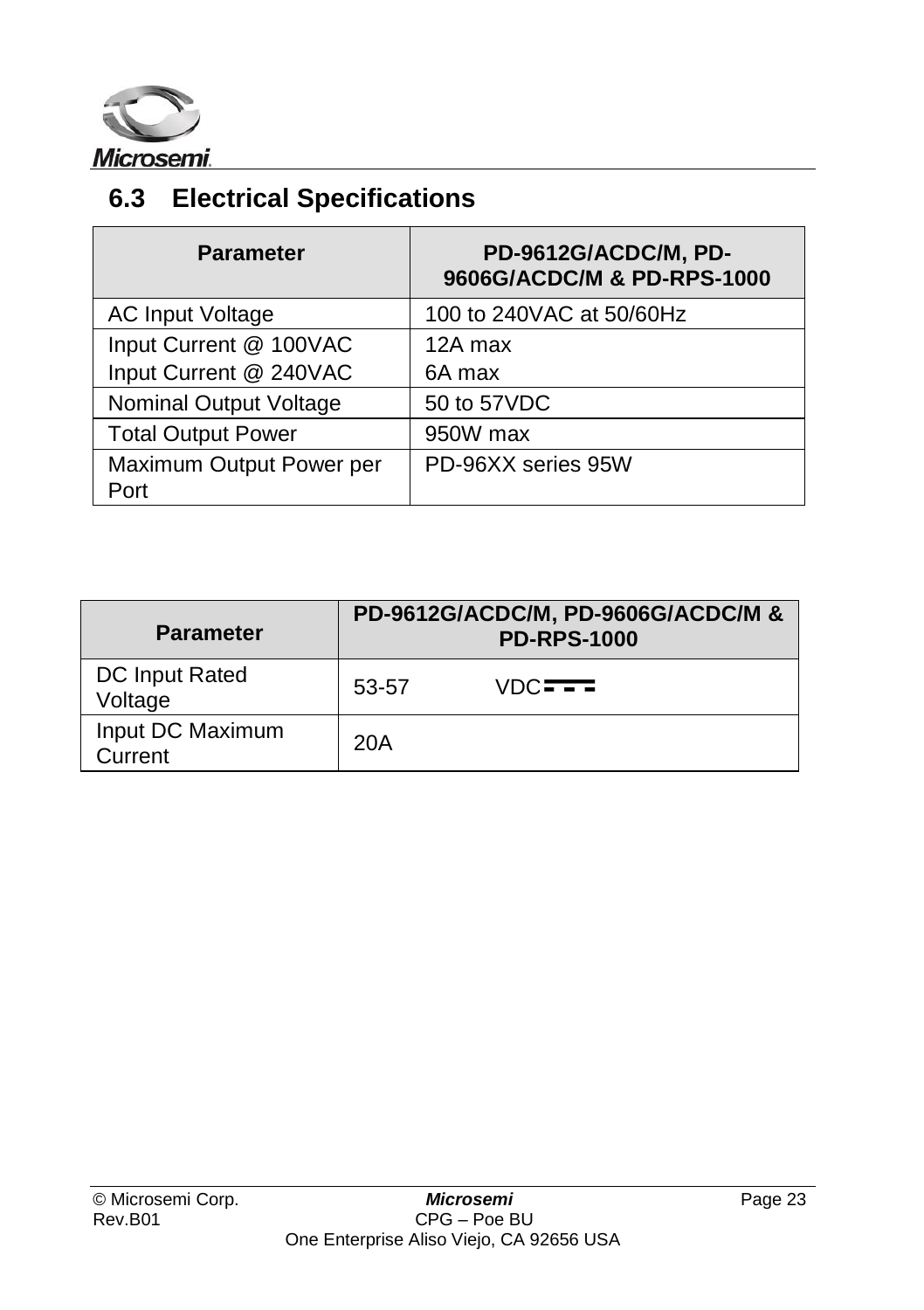## 6.3 Electrical Specifications

| Parameter | PD-9612G/ACDC/M, PD-9606G/ACDC/M & PD-RPS-1000 |
|---|---|
| AC Input Voltage | 100 to 240VAC at 50/60Hz |
| Input Current @ 100VAC<br>Input Current @ 240VAC | 12A max<br>6A max |
| Nominal Output Voltage | 50 to 57VDC |
| Total Output Power | 950W max |
| Maximum Output Power per Port | PD-96XX series 95W |

| Parameter | PD-9612G/ACDC/M, PD-9606G/ACDC/M & PD-RPS-1000 |
|---|---|
| DC Input Rated Voltage | 53-57 VDC ⎓ |
| Input DC Maximum Current | 20A |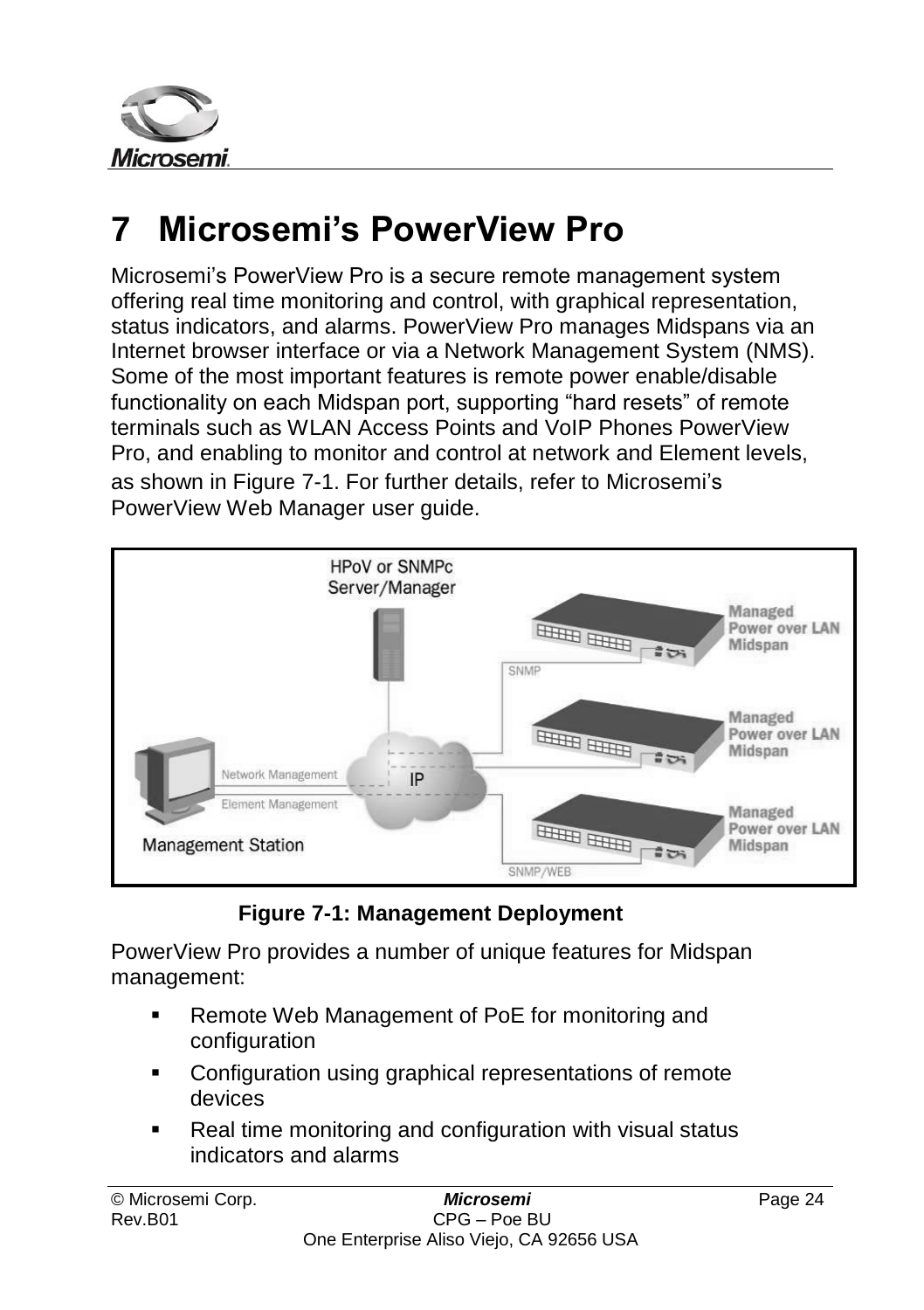# 7 Microsemi's PowerView Pro

Microsemi's PowerView Pro is a secure remote management system offering real time monitoring and control, with graphical representation, status indicators, and alarms. PowerView Pro manages Midspans via an Internet browser interface or via a Network Management System (NMS). Some of the most important features is remote power enable/disable functionality on each Midspan port, supporting "hard resets" of remote terminals such as WLAN Access Points and VoIP Phones PowerView Pro, and enabling to monitor and control at network and Element levels, as shown in Figure 7-1. For further details, refer to Microsemi's PowerView Web Manager user guide.

**Figure 7-1: Management Deployment**

PowerView Pro provides a number of unique features for Midspan management:

- Remote Web Management of PoE for monitoring and configuration
- Configuration using graphical representations of remote devices
- Real time monitoring and configuration with visual status indicators and alarms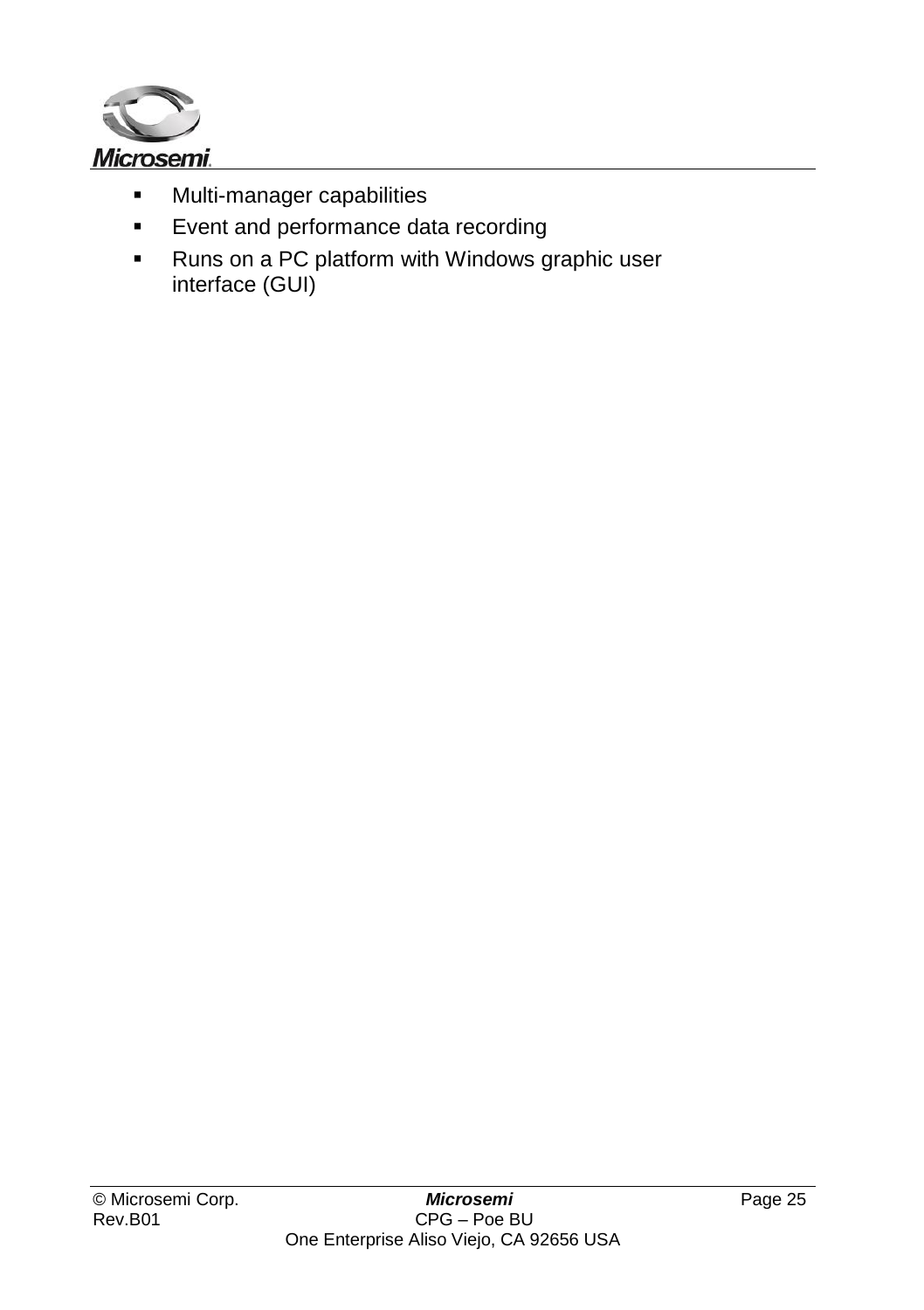- Multi-manager capabilities
- Event and performance data recording
- Runs on a PC platform with Windows graphic user interface (GUI)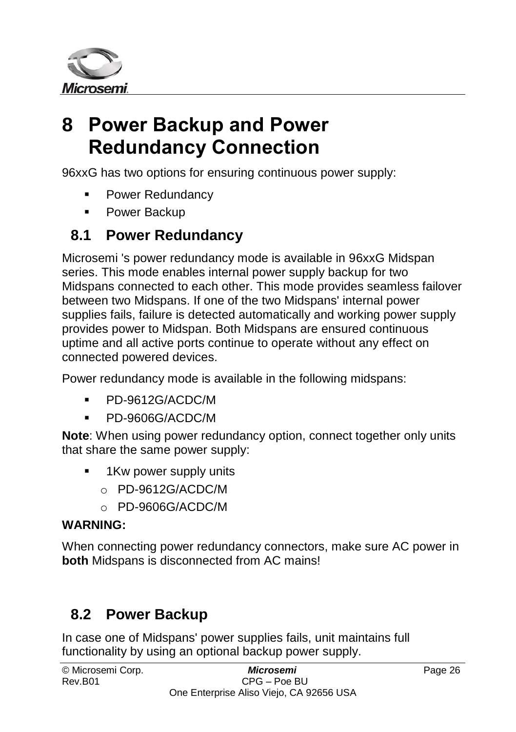# 8 Power Backup and Power Redundancy Connection

96xxG has two options for ensuring continuous power supply:

- Power Redundancy
- Power Backup

## 8.1 Power Redundancy

Microsemi 's power redundancy mode is available in 96xxG Midspan series. This mode enables internal power supply backup for two Midspans connected to each other. This mode provides seamless failover between two Midspans. If one of the two Midspans' internal power supplies fails, failure is detected automatically and working power supply provides power to Midspan. Both Midspans are ensured continuous uptime and all active ports continue to operate without any effect on connected powered devices.

Power redundancy mode is available in the following midspans:

- PD-9612G/ACDC/M
- PD-9606G/ACDC/M

**Note**: When using power redundancy option, connect together only units that share the same power supply:

- 1Kw power supply units
  - PD-9612G/ACDC/M
  - PD-9606G/ACDC/M

**WARNING:**

When connecting power redundancy connectors, make sure AC power in **both** Midspans is disconnected from AC mains!

## 8.2 Power Backup

In case one of Midspans' power supplies fails, unit maintains full functionality by using an optional backup power supply.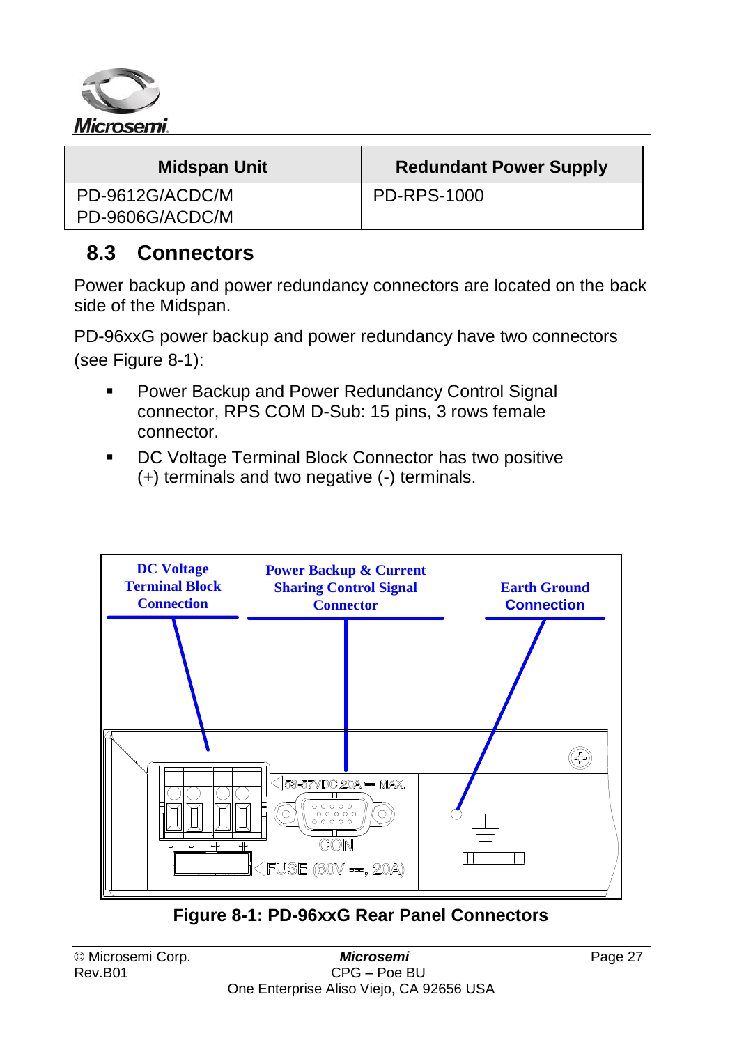| Midspan Unit | Redundant Power Supply |
|---|---|
| PD-9612G/ACDC/M<br>PD-9606G/ACDC/M | PD-RPS-1000 |

## 8.3 Connectors

Power backup and power redundancy connectors are located on the back side of the Midspan.

PD-96xxG power backup and power redundancy have two connectors (see Figure 8-1):

- Power Backup and Power Redundancy Control Signal connector, RPS COM D-Sub: 15 pins, 3 rows female connector.
- DC Voltage Terminal Block Connector has two positive (+) terminals and two negative (-) terminals.

DC Voltage Terminal Block Connection

Power Backup & Current Sharing Control Signal Connector

Earth Ground Connection

53-57VDC,20A ═ MAX.

CON

FUSE (80V ═, 20A)

**Figure 8-1: PD-96xxG Rear Panel Connectors**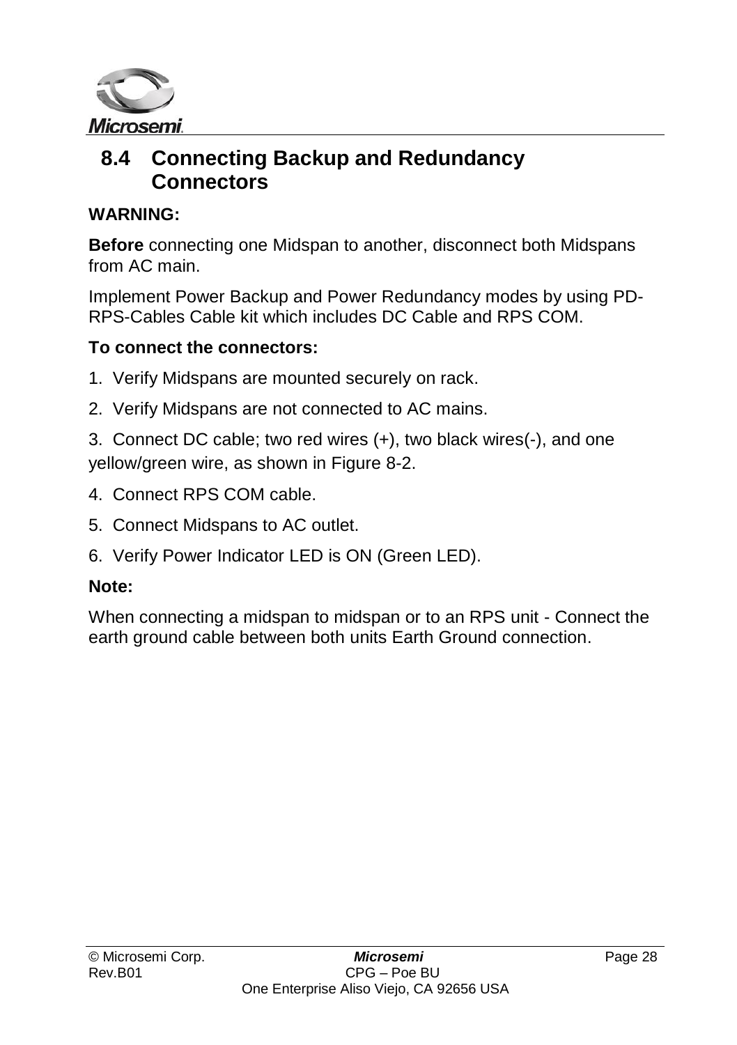## 8.4 Connecting Backup and Redundancy Connectors

**WARNING:**

**Before** connecting one Midspan to another, disconnect both Midspans from AC main.

Implement Power Backup and Power Redundancy modes by using PD-RPS-Cables Cable kit which includes DC Cable and RPS COM.

**To connect the connectors:**

1. Verify Midspans are mounted securely on rack.
2. Verify Midspans are not connected to AC mains.
3. Connect DC cable; two red wires (+), two black wires(-), and one yellow/green wire, as shown in Figure 8-2.
4. Connect RPS COM cable.
5. Connect Midspans to AC outlet.
6. Verify Power Indicator LED is ON (Green LED).

**Note:**

When connecting a midspan to midspan or to an RPS unit - Connect the earth ground cable between both units Earth Ground connection.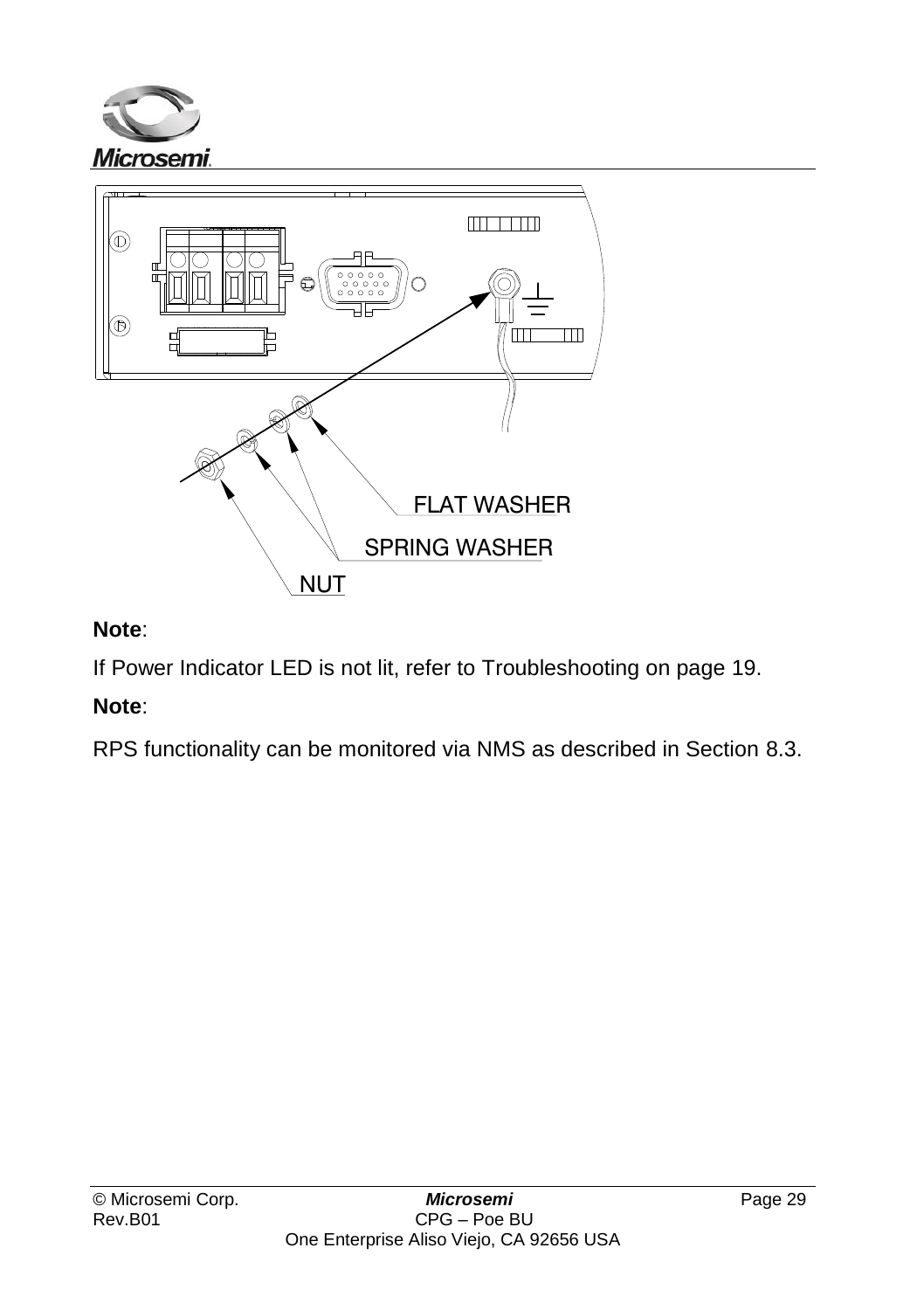FLAT WASHER

SPRING WASHER

NUT

**Note**:

If Power Indicator LED is not lit, refer to Troubleshooting on page 19.

**Note**:

RPS functionality can be monitored via NMS as described in Section 8.3.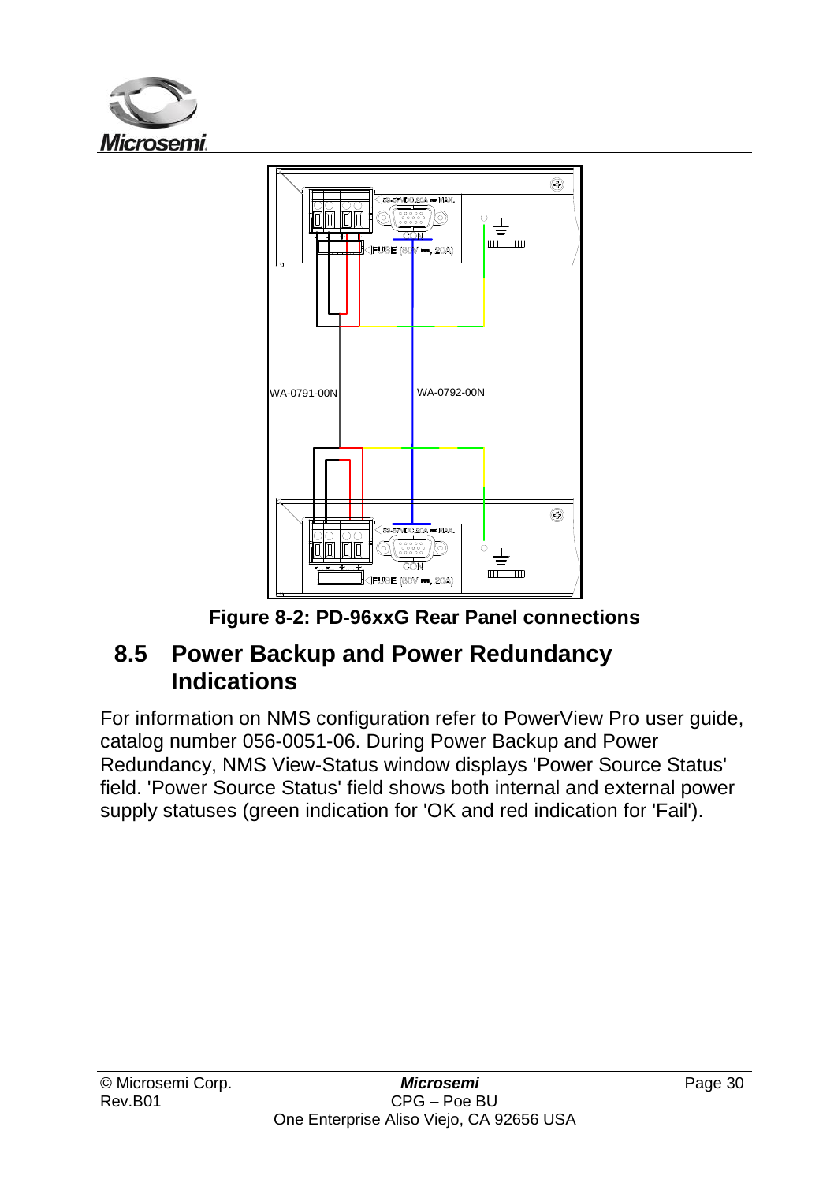Figure 8-2: PD-96xxG Rear Panel connections

## 8.5 Power Backup and Power Redundancy Indications

For information on NMS configuration refer to PowerView Pro user guide, catalog number 056-0051-06. During Power Backup and Power Redundancy, NMS View-Status window displays 'Power Source Status' field. 'Power Source Status' field shows both internal and external power supply statuses (green indication for 'OK and red indication for 'Fail').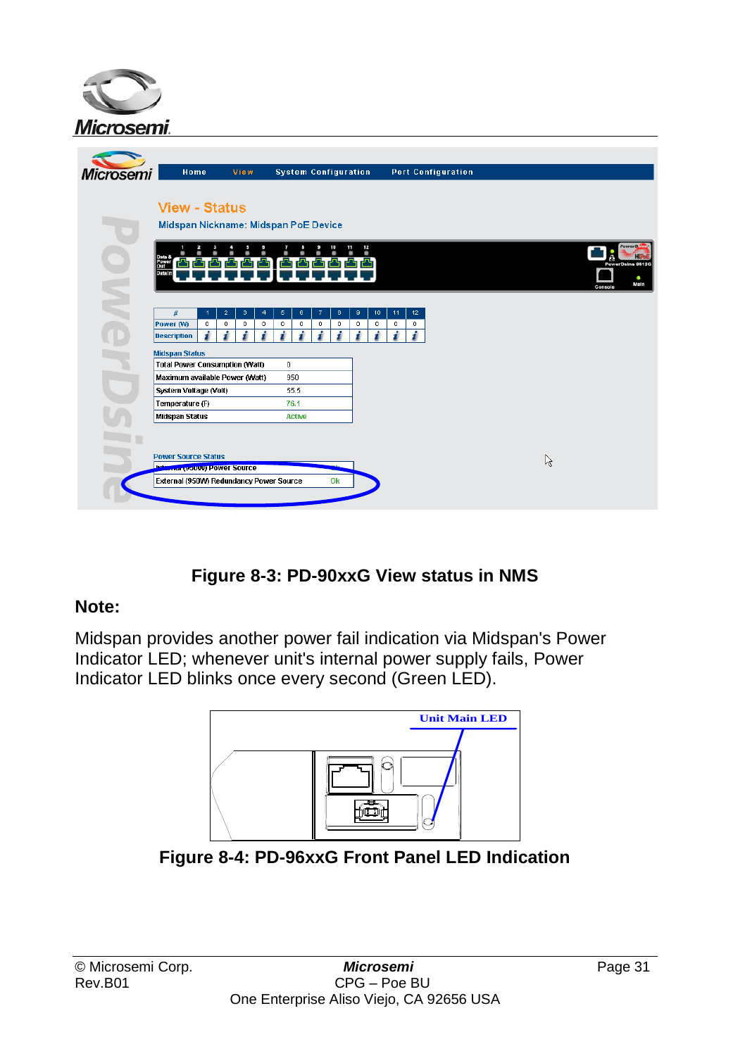**Figure 8-3: PD-90xxG View status in NMS**

**Note:**

Midspan provides another power fail indication via Midspan's Power Indicator LED; whenever unit's internal power supply fails, Power Indicator LED blinks once every second (Green LED).

**Figure 8-4: PD-96xxG Front Panel LED Indication**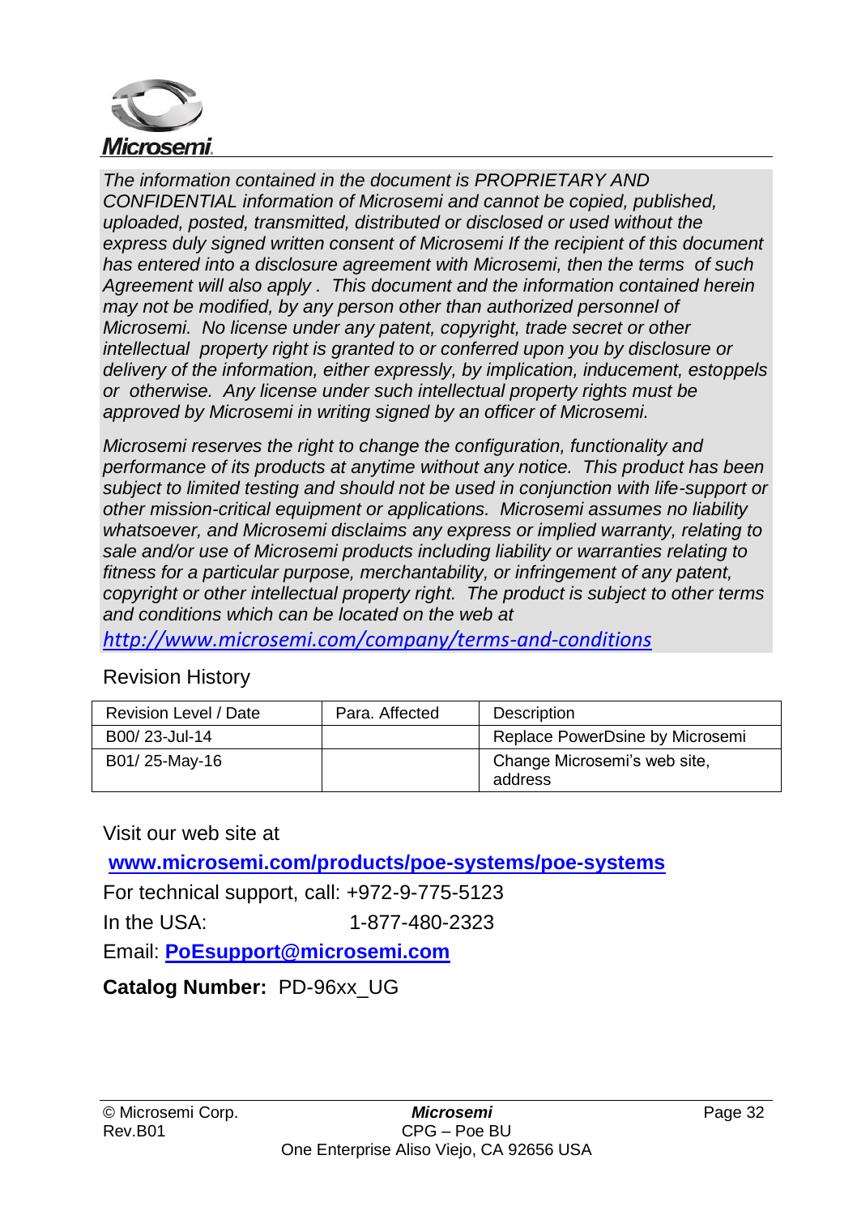*The information contained in the document is PROPRIETARY AND CONFIDENTIAL information of Microsemi and cannot be copied, published, uploaded, posted, transmitted, distributed or disclosed or used without the express duly signed written consent of Microsemi If the recipient of this document has entered into a disclosure agreement with Microsemi, then the terms of such Agreement will also apply . This document and the information contained herein may not be modified, by any person other than authorized personnel of Microsemi. No license under any patent, copyright, trade secret or other intellectual property right is granted to or conferred upon you by disclosure or delivery of the information, either expressly, by implication, inducement, estoppels or otherwise. Any license under such intellectual property rights must be approved by Microsemi in writing signed by an officer of Microsemi.*

*Microsemi reserves the right to change the configuration, functionality and performance of its products at anytime without any notice. This product has been subject to limited testing and should not be used in conjunction with life-support or other mission-critical equipment or applications. Microsemi assumes no liability whatsoever, and Microsemi disclaims any express or implied warranty, relating to sale and/or use of Microsemi products including liability or warranties relating to fitness for a particular purpose, merchantability, or infringement of any patent, copyright or other intellectual property right. The product is subject to other terms and conditions which can be located on the web at*
*http://www.microsemi.com/company/terms-and-conditions*

Revision History

| Revision Level / Date | Para. Affected | Description |
|---|---|---|
| B00/ 23-Jul-14 | | Replace PowerDsine by Microsemi |
| B01/ 25-May-16 | | Change Microsemi's web site, address |

Visit our web site at

**www.microsemi.com/products/poe-systems/poe-systems**

For technical support, call: +972-9-775-5123

In the USA: 1-877-480-2323

Email: **PoEsupport@microsemi.com**

**Catalog Number:** PD-96xx_UG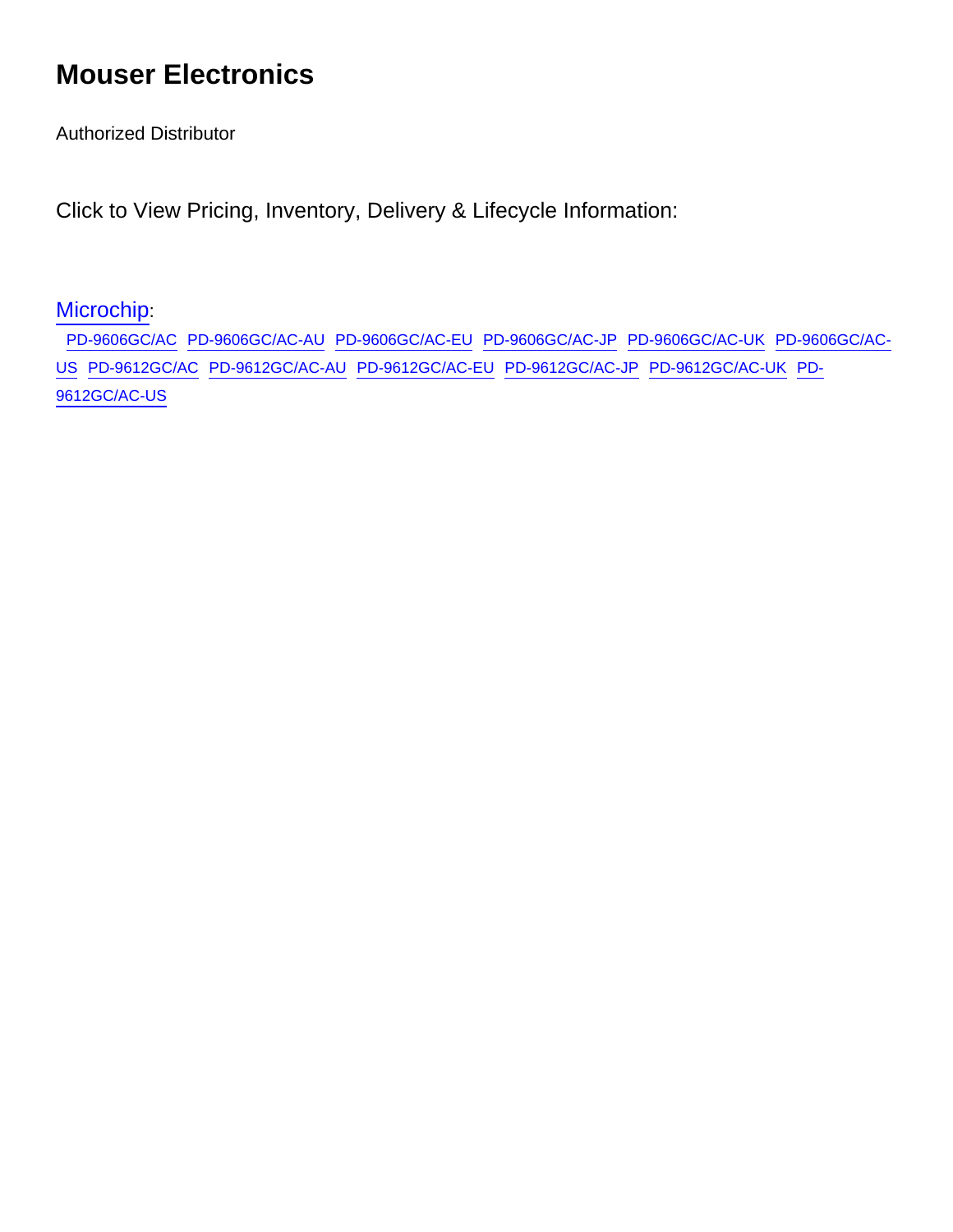# Mouser Electronics

Authorized Distributor

Click to View Pricing, Inventory, Delivery & Lifecycle Information:

Microchip:

PD-9606GC/AC PD-9606GC/AC-AU PD-9606GC/AC-EU PD-9606GC/AC-JP PD-9606GC/AC-UK PD-9606GC/AC-US PD-9612GC/AC PD-9612GC/AC-AU PD-9612GC/AC-EU PD-9612GC/AC-JP PD-9612GC/AC-UK PD-9612GC/AC-US